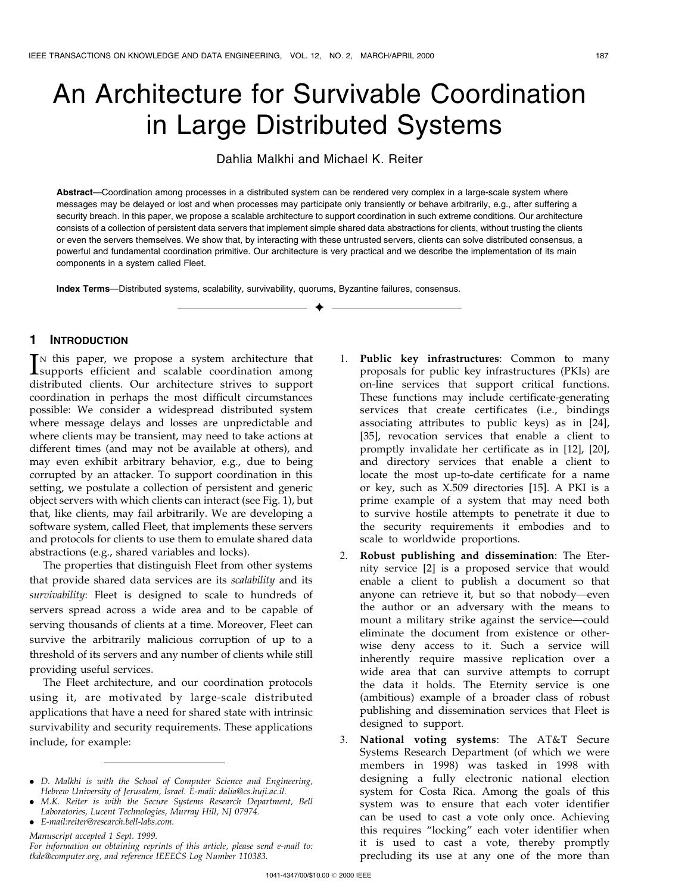# An Architecture for Survivable Coordination in Large Distributed Systems

Dahlia Malkhi and Michael K. Reiter

**Abstract**—Coordination among processes in a distributed system can be rendered very complex in a large-scale system where messages may be delayed or lost and when processes may participate only transiently or behave arbitrarily, e.g., after suffering a security breach. In this paper, we propose a scalable architecture to support coordination in such extreme conditions. Our architecture consists of a collection of persistent data servers that implement simple shared data abstractions for clients, without trusting the clients or even the servers themselves. We show that, by interacting with these untrusted servers, clients can solve distributed consensus, a powerful and fundamental coordination primitive. Our architecture is very practical and we describe the implementation of its main components in a system called Fleet.

**Index Terms**—Distributed systems, scalability, survivability, quorums, Byzantine failures, consensus.

## 1 Introduction

In this paper, we propose a system architecture that supports efficient and scalable coordination among distributed clients. Our architecture strives to support coordination in perhaps the most difficult circumstances possible: We consider a widespread distributed system where message delays and losses are unpredictable and where clients may be transient, may need to take actions at different times (and may not be available at others), and may even exhibit arbitrary behavior, e.g., due to being corrupted by an attacker. To support coordination in this setting, we postulate a collection of persistent and generic object servers with which clients can interact (see Fig. 1), but that, like clients, may fail arbitrarily. We are developing a software system, called Fleet, that implements these servers and protocols for clients to use them to emulate shared data abstractions (e.g., shared variables and locks).

The properties that distinguish Fleet from other systems that provide shared data services are its *scalability* and its *survivability*: Fleet is designed to scale to hundreds of servers spread across a wide area and to be capable of serving thousands of clients at a time. Moreover, Fleet can survive the arbitrarily malicious corruption of up to a threshold of its servers and any number of clients while still providing useful services.

The Fleet architecture, and our coordination protocols using it, are motivated by large-scale distributed applications that have a need for shared state with intrinsic survivability and security requirements. These applications include, for example:

1. **Public key infrastructures**: Common to many proposals for public key infrastructures (PKIs) are on-line services that support critical functions. These functions may include certificate-generating services that create certificates (i.e., bindings associating attributes to public keys) as in [24], [35], revocation services that enable a client to promptly invalidate her certificate as in [12], [20], and directory services that enable a client to locate the most up-to-date certificate for a name or key, such as X.509 directories [15]. A PKI is a prime example of a system that may need both to survive hostile attempts to penetrate it due to the security requirements it embodies and to scale to worldwide proportions.
2. **Robust publishing and dissemination**: The Eternity service [2] is a proposed service that would enable a client to publish a document so that anyone can retrieve it, but so that nobody—even the author or an adversary with the means to mount a military strike against the service—could eliminate the document from existence or otherwise deny access to it. Such a service will inherently require massive replication over a wide area that can survive attempts to corrupt the data it holds. The Eternity service is one (ambitious) example of a broader class of robust publishing and dissemination services that Fleet is designed to support.
3. **National voting systems**: The AT&T Secure Systems Research Department (of which we were members in 1998) was tasked in 1998 with designing a fully electronic national election system for Costa Rica. Among the goals of this system was to ensure that each voter identifier can be used to cast a vote only once. Achieving this requires "locking" each voter identifier when it is used to cast a vote, thereby promptly precluding its use at any one of the more than

- *D. Malkhi is with the School of Computer Science and Engineering, Hebrew University of Jerusalem, Israel. E-mail: dalia@cs.huji.ac.il.*
- *M.K. Reiter is with the Secure Systems Research Department, Bell Laboratories, Lucent Technologies, Murray Hill, NJ 07974.*
- *E-mail:reiter@research.bell-labs.com.*

*Manuscript accepted 1 Sept. 1999.*

*For information on obtaining reprints of this article, please send e-mail to: tkde@computer.org, and reference IEEECS Log Number 110383.*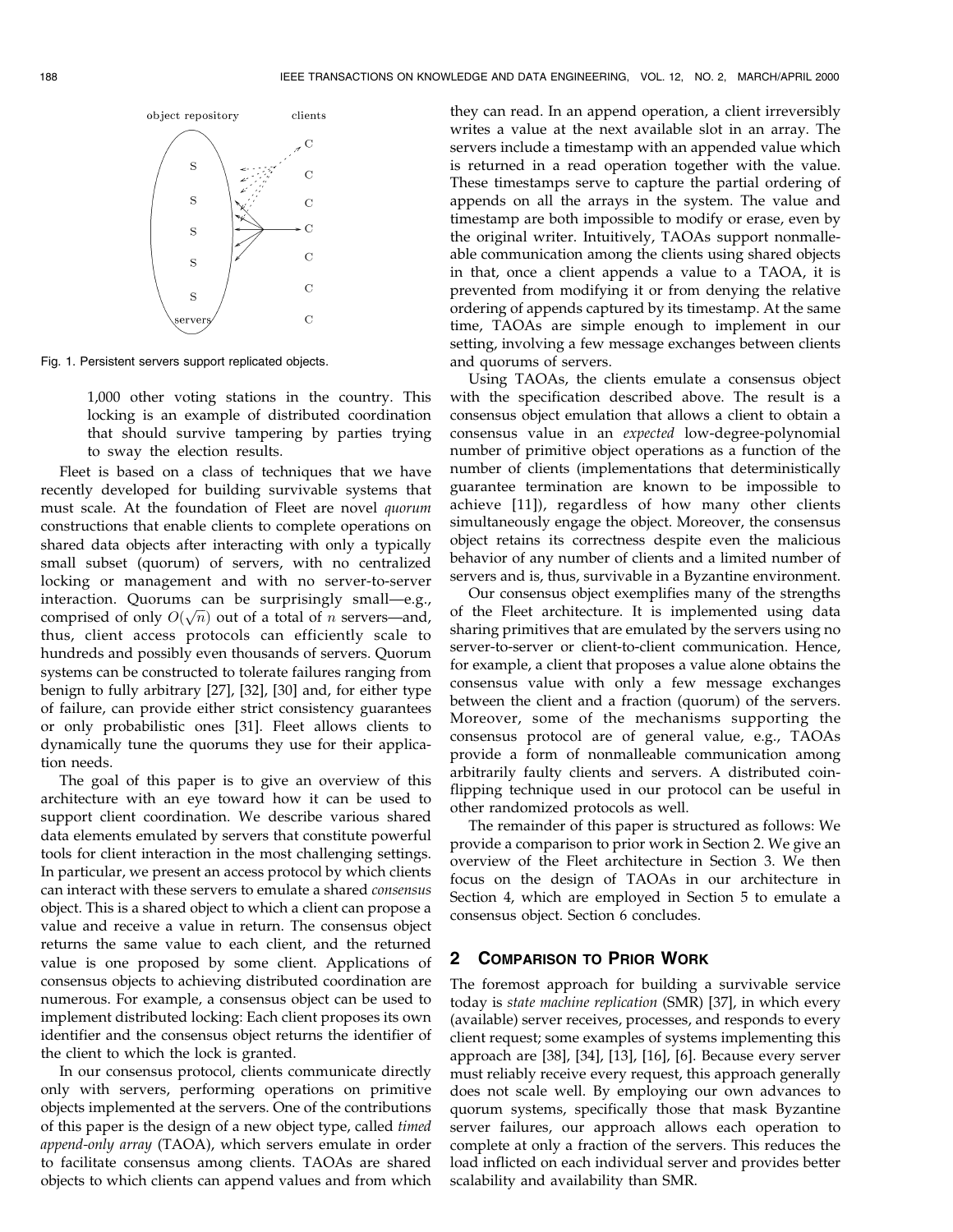Fig. 1. Persistent servers support replicated objects.

> 1,000 other voting stations in the country. This locking is an example of distributed coordination that should survive tampering by parties trying to sway the election results.

Fleet is based on a class of techniques that we have recently developed for building survivable systems that must scale. At the foundation of Fleet are novel *quorum* constructions that enable clients to complete operations on shared data objects after interacting with only a typically small subset (quorum) of servers, with no centralized locking or management and with no server-to-server interaction. Quorums can be surprisingly small—e.g., comprised of only $O(\sqrt{n})$ out of a total of $n$ servers—and, thus, client access protocols can efficiently scale to hundreds and possibly even thousands of servers. Quorum systems can be constructed to tolerate failures ranging from benign to fully arbitrary [27], [32], [30] and, for either type of failure, can provide either strict consistency guarantees or only probabilistic ones [31]. Fleet allows clients to dynamically tune the quorums they use for their application needs.

The goal of this paper is to give an overview of this architecture with an eye toward how it can be used to support client coordination. We describe various shared data elements emulated by servers that constitute powerful tools for client interaction in the most challenging settings. In particular, we present an access protocol by which clients can interact with these servers to emulate a shared *consensus* object. This is a shared object to which a client can propose a value and receive a value in return. The consensus object returns the same value to each client, and the returned value is one proposed by some client. Applications of consensus objects to achieving distributed coordination are numerous. For example, a consensus object can be used to implement distributed locking: Each client proposes its own identifier and the consensus object returns the identifier of the client to which the lock is granted.

In our consensus protocol, clients communicate directly only with servers, performing operations on primitive objects implemented at the servers. One of the contributions of this paper is the design of a new object type, called *timed append-only array* (TAOA), which servers emulate in order to facilitate consensus among clients. TAOAs are shared objects to which clients can append values and from which they can read. In an append operation, a client irreversibly writes a value at the next available slot in an array. The servers include a timestamp with an appended value which is returned in a read operation together with the value. These timestamps serve to capture the partial ordering of appends on all the arrays in the system. The value and timestamp are both impossible to modify or erase, even by the original writer. Intuitively, TAOAs support nonmalleable communication among the clients using shared objects in that, once a client appends a value to a TAOA, it is prevented from modifying it or from denying the relative ordering of appends captured by its timestamp. At the same time, TAOAs are simple enough to implement in our setting, involving a few message exchanges between clients and quorums of servers.

Using TAOAs, the clients emulate a consensus object with the specification described above. The result is a consensus object emulation that allows a client to obtain a consensus value in an *expected* low-degree-polynomial number of primitive object operations as a function of the number of clients (implementations that deterministically guarantee termination are known to be impossible to achieve [11]), regardless of how many other clients simultaneously engage the object. Moreover, the consensus object retains its correctness despite even the malicious behavior of any number of clients and a limited number of servers and is, thus, survivable in a Byzantine environment.

Our consensus object exemplifies many of the strengths of the Fleet architecture. It is implemented using data sharing primitives that are emulated by the servers using no server-to-server or client-to-client communication. Hence, for example, a client that proposes a value alone obtains the consensus value with only a few message exchanges between the client and a fraction (quorum) of the servers. Moreover, some of the mechanisms supporting the consensus protocol are of general value, e.g., TAOAs provide a form of nonmalleable communication among arbitrarily faulty clients and servers. A distributed coin-flipping technique used in our protocol can be useful in other randomized protocols as well.

The remainder of this paper is structured as follows: We provide a comparison to prior work in Section 2. We give an overview of the Fleet architecture in Section 3. We then focus on the design of TAOAs in our architecture in Section 4, which are employed in Section 5 to emulate a consensus object. Section 6 concludes.

## 2 Comparison to Prior Work

The foremost approach for building a survivable service today is *state machine replication* (SMR) [37], in which every (available) server receives, processes, and responds to every client request; some examples of systems implementing this approach are [38], [34], [13], [16], [6]. Because every server must reliably receive every request, this approach generally does not scale well. By employing our own advances to quorum systems, specifically those that mask Byzantine server failures, our approach allows each operation to complete at only a fraction of the servers. This reduces the load inflicted on each individual server and provides better scalability and availability than SMR.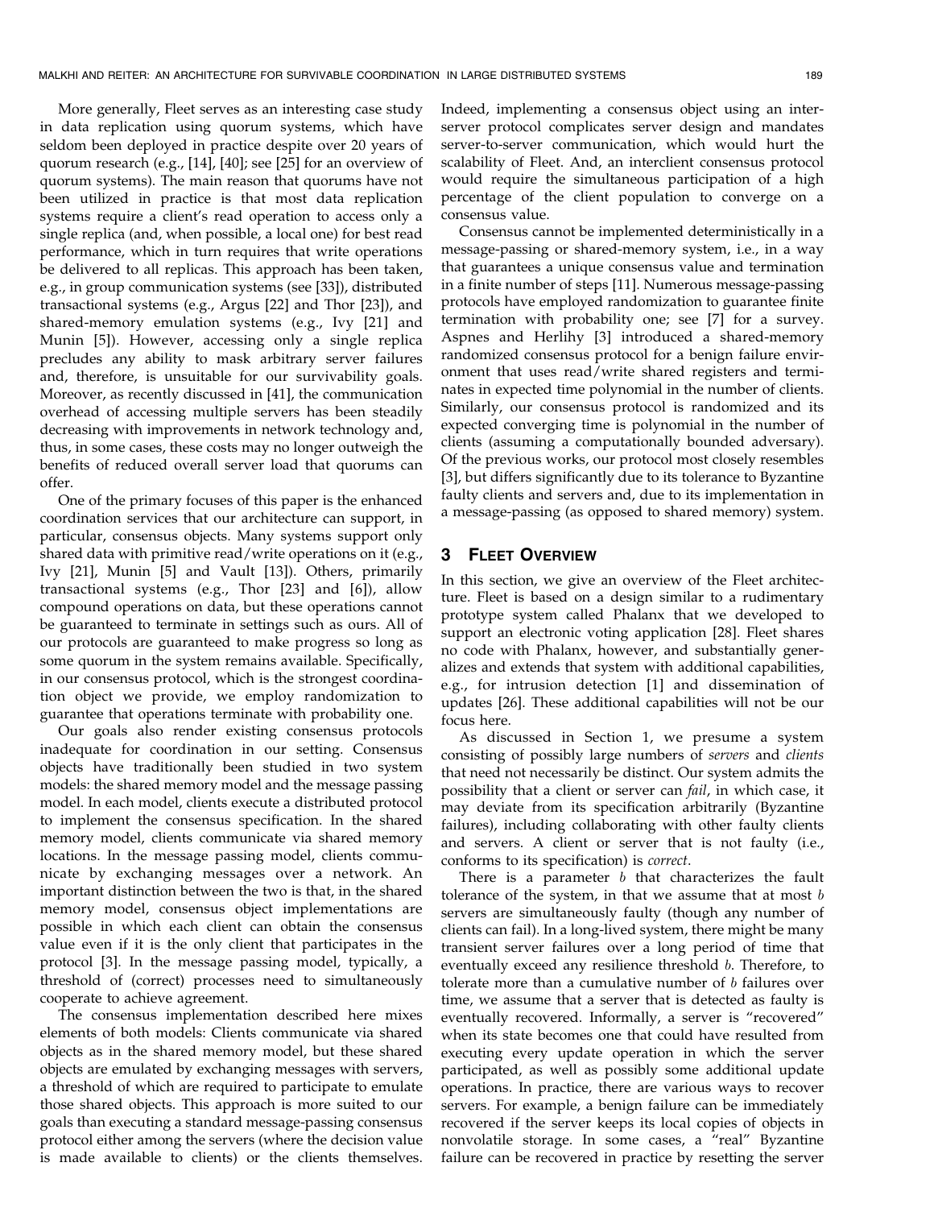More generally, Fleet serves as an interesting case study in data replication using quorum systems, which have seldom been deployed in practice despite over 20 years of quorum research (e.g., [14], [40]; see [25] for an overview of quorum systems). The main reason that quorums have not been utilized in practice is that most data replication systems require a client's read operation to access only a single replica (and, when possible, a local one) for best read performance, which in turn requires that write operations be delivered to all replicas. This approach has been taken, e.g., in group communication systems (see [33]), distributed transactional systems (e.g., Argus [22] and Thor [23]), and shared-memory emulation systems (e.g., Ivy [21] and Munin [5]). However, accessing only a single replica precludes any ability to mask arbitrary server failures and, therefore, is unsuitable for our survivability goals. Moreover, as recently discussed in [41], the communication overhead of accessing multiple servers has been steadily decreasing with improvements in network technology and, thus, in some cases, these costs may no longer outweigh the benefits of reduced overall server load that quorums can offer.

One of the primary focuses of this paper is the enhanced coordination services that our architecture can support, in particular, consensus objects. Many systems support only shared data with primitive read/write operations on it (e.g., Ivy [21], Munin [5] and Vault [13]). Others, primarily transactional systems (e.g., Thor [23] and [6]), allow compound operations on data, but these operations cannot be guaranteed to terminate in settings such as ours. All of our protocols are guaranteed to make progress so long as some quorum in the system remains available. Specifically, in our consensus protocol, which is the strongest coordination object we provide, we employ randomization to guarantee that operations terminate with probability one.

Our goals also render existing consensus protocols inadequate for coordination in our setting. Consensus objects have traditionally been studied in two system models: the shared memory model and the message passing model. In each model, clients execute a distributed protocol to implement the consensus specification. In the shared memory model, clients communicate via shared memory locations. In the message passing model, clients communicate by exchanging messages over a network. An important distinction between the two is that, in the shared memory model, consensus object implementations are possible in which each client can obtain the consensus value even if it is the only client that participates in the protocol [3]. In the message passing model, typically, a threshold of (correct) processes need to simultaneously cooperate to achieve agreement.

The consensus implementation described here mixes elements of both models: Clients communicate via shared objects as in the shared memory model, but these shared objects are emulated by exchanging messages with servers, a threshold of which are required to participate to emulate those shared objects. This approach is more suited to our goals than executing a standard message-passing consensus protocol either among the servers (where the decision value is made available to clients) or the clients themselves. Indeed, implementing a consensus object using an inter-server protocol complicates server design and mandates server-to-server communication, which would hurt the scalability of Fleet. And, an interclient consensus protocol would require the simultaneous participation of a high percentage of the client population to converge on a consensus value.

Consensus cannot be implemented deterministically in a message-passing or shared-memory system, i.e., in a way that guarantees a unique consensus value and termination in a finite number of steps [11]. Numerous message-passing protocols have employed randomization to guarantee finite termination with probability one; see [7] for a survey. Aspnes and Herlihy [3] introduced a shared-memory randomized consensus protocol for a benign failure environment that uses read/write shared registers and terminates in expected time polynomial in the number of clients. Similarly, our consensus protocol is randomized and its expected converging time is polynomial in the number of clients (assuming a computationally bounded adversary). Of the previous works, our protocol most closely resembles [3], but differs significantly due to its tolerance to Byzantine faulty clients and servers and, due to its implementation in a message-passing (as opposed to shared memory) system.

## 3 Fleet Overview

In this section, we give an overview of the Fleet architecture. Fleet is based on a design similar to a rudimentary prototype system called Phalanx that we developed to support an electronic voting application [28]. Fleet shares no code with Phalanx, however, and substantially generalizes and extends that system with additional capabilities, e.g., for intrusion detection [1] and dissemination of updates [26]. These additional capabilities will not be our focus here.

As discussed in Section 1, we presume a system consisting of possibly large numbers of *servers* and *clients* that need not necessarily be distinct. Our system admits the possibility that a client or server can *fail*, in which case, it may deviate from its specification arbitrarily (Byzantine failures), including collaborating with other faulty clients and servers. A client or server that is not faulty (i.e., conforms to its specification) is *correct*.

There is a parameter $b$ that characterizes the fault tolerance of the system, in that we assume that at most $b$ servers are simultaneously faulty (though any number of clients can fail). In a long-lived system, there might be many transient server failures over a long period of time that eventually exceed any resilience threshold $b$. Therefore, to tolerate more than a cumulative number of $b$ failures over time, we assume that a server that is detected as faulty is eventually recovered. Informally, a server is "recovered" when its state becomes one that could have resulted from executing every update operation in which the server participated, as well as possibly some additional update operations. In practice, there are various ways to recover servers. For example, a benign failure can be immediately recovered if the server keeps its local copies of objects in nonvolatile storage. In some cases, a "real" Byzantine failure can be recovered in practice by resetting the server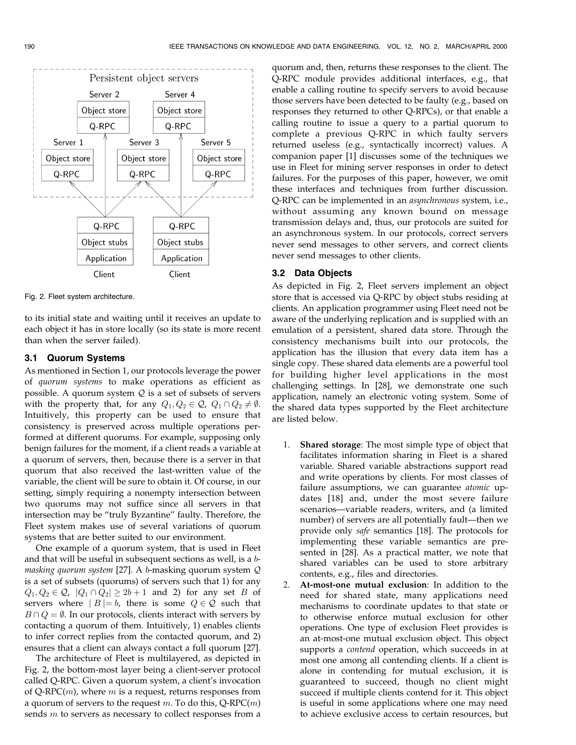Persistent object servers

Server 1, Server 2, Server 3, Server 4, Server 5

Object store

Q-RPC

Q-RPC

Object stubs

Application

Client

Fig. 2. Fleet system architecture.

to its initial state and waiting until it receives an update to each object it has in store locally (so its state is more recent than when the server failed).

### 3.1 Quorum Systems

As mentioned in Section 1, our protocols leverage the power of *quorum systems* to make operations as efficient as possible. A quorum system $\mathcal{Q}$ is a set of subsets of servers with the property that, for any $Q_1, Q_2 \in \mathcal{Q}$, $Q_1 \cap Q_2 \neq \emptyset$. Intuitively, this property can be used to ensure that consistency is preserved across multiple operations performed at different quorums. For example, supposing only benign failures for the moment, if a client reads a variable at a quorum of servers, then, because there is a server in that quorum that also received the last-written value of the variable, the client will be sure to obtain it. Of course, in our setting, simply requiring a nonempty intersection between two quorums may not suffice since all servers in that intersection may be "truly Byzantine" faulty. Therefore, the Fleet system makes use of several variations of quorum systems that are better suited to our environment.

One example of a quorum system, that is used in Fleet and that will be useful in subsequent sections as well, is a $b$-*masking quorum system* [27]. A $b$-masking quorum system $\mathcal{Q}$ is a set of subsets (quorums) of servers such that 1) for any $Q_1, Q_2 \in \mathcal{Q}$, $|Q_1 \cap Q_2| \geq 2b + 1$ and 2) for any set $B$ of servers where $|B| = b$, there is some $Q \in \mathcal{Q}$ such that $B \cap Q = \emptyset$. In our protocols, clients interact with servers by contacting a quorum of them. Intuitively, 1) enables clients to infer correct replies from the contacted quorum, and 2) ensures that a client can always contact a full quorum [27].

The architecture of Fleet is multilayered, as depicted in Fig. 2, the bottom-most layer being a client-server protocol called Q-RPC. Given a quorum system, a client's invocation of Q-RPC($m$), where $m$ is a request, returns responses from a quorum of servers to the request $m$. To do this, Q-RPC($m$) sends $m$ to servers as necessary to collect responses from a quorum and, then, returns these responses to the client. The Q-RPC module provides additional interfaces, e.g., that enable a calling routine to specify servers to avoid because those servers have been detected to be faulty (e.g., based on responses they returned to other Q-RPCs), or that enable a calling routine to issue a query to a partial quorum to complete a previous Q-RPC in which faulty servers returned useless (e.g., syntactically incorrect) values. A companion paper [1] discusses some of the techniques we use in Fleet for mining server responses in order to detect failures. For the purposes of this paper, however, we omit these interfaces and techniques from further discussion. Q-RPC can be implemented in an *asynchronous* system, i.e., without assuming any known bound on message transmission delays and, thus, our protocols are suited for an asynchronous system. In our protocols, correct servers never send messages to other servers, and correct clients never send messages to other clients.

### 3.2 Data Objects

As depicted in Fig. 2, Fleet servers implement an object store that is accessed via Q-RPC by object stubs residing at clients. An application programmer using Fleet need not be aware of the underlying replication and is supplied with an emulation of a persistent, shared data store. Through the consistency mechanisms built into our protocols, the application has the illusion that every data item has a single copy. These shared data elements are a powerful tool for building higher level applications in the most challenging settings. In [28], we demonstrate one such application, namely an electronic voting system. Some of the shared data types supported by the Fleet architecture are listed below.

1. **Shared storage**: The most simple type of object that facilitates information sharing in Fleet is a shared variable. Shared variable abstractions support read and write operations by clients. For most classes of failure assumptions, we can guarantee *atomic* updates [18] and, under the most severe failure scenarios—variable readers, writers, and (a limited number) of servers are all potentially fault—then we provide only *safe* semantics [18]. The protocols for implementing these variable semantics are presented in [28]. As a practical matter, we note that shared variables can be used to store arbitrary contents, e.g., files and directories.
2. **At-most-one mutual exclusion**: In addition to the need for shared state, many applications need mechanisms to coordinate updates to that state or to otherwise enforce mutual exclusion for other operations. One type of exclusion Fleet provides is an at-most-one mutual exclusion object. This object supports a *contend* operation, which succeeds in at most one among all contending clients. If a client is alone in contending for mutual exclusion, it is guaranteed to succeed, though no client might succeed if multiple clients contend for it. This object is useful in some applications where one may need to achieve exclusive access to certain resources, but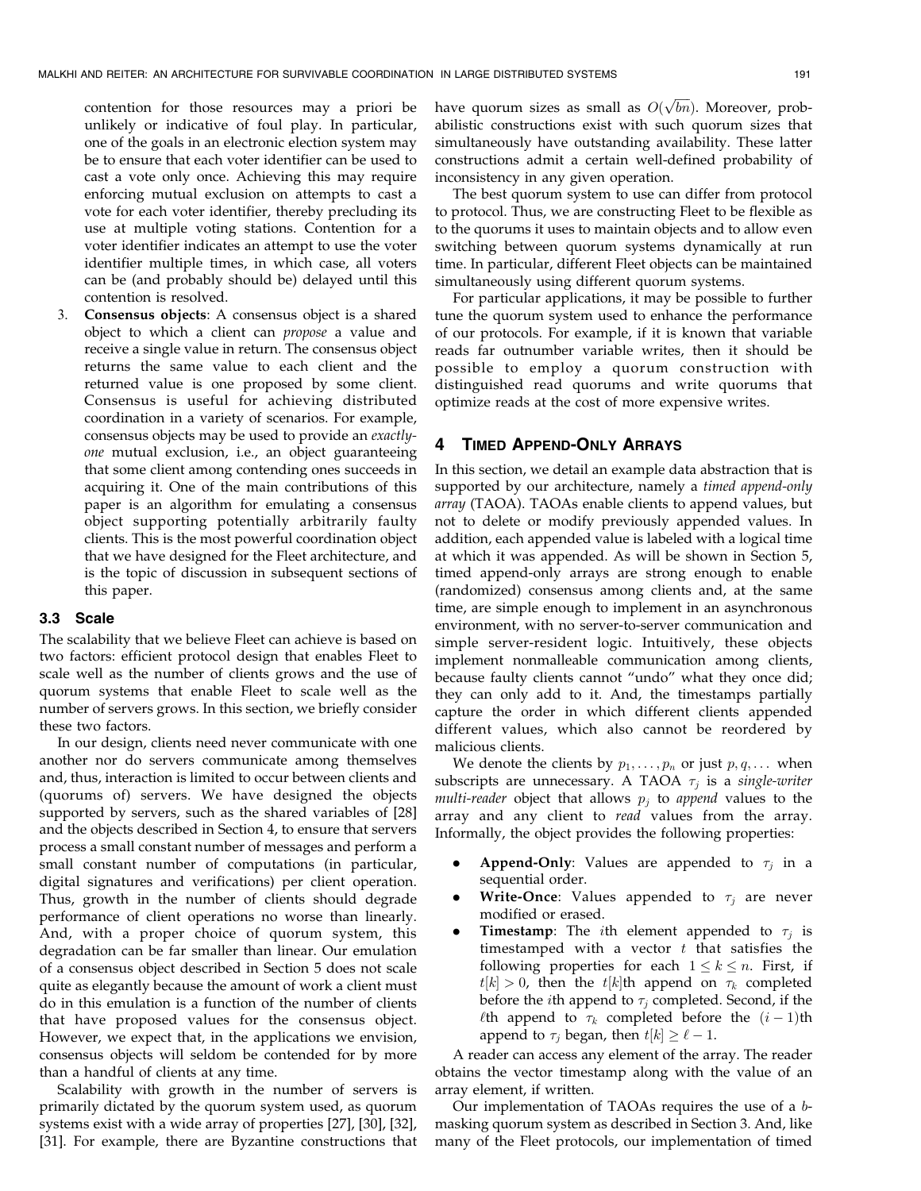contention for those resources may a priori be unlikely or indicative of foul play. In particular, one of the goals in an electronic election system may be to ensure that each voter identifier can be used to cast a vote only once. Achieving this may require enforcing mutual exclusion on attempts to cast a vote for each voter identifier, thereby precluding its use at multiple voting stations. Contention for a voter identifier indicates an attempt to use the voter identifier multiple times, in which case, all voters can be (and probably should be) delayed until this contention is resolved.

3. **Consensus objects**: A consensus object is a shared object to which a client can *propose* a value and receive a single value in return. The consensus object returns the same value to each client and the returned value is one proposed by some client. Consensus is useful for achieving distributed coordination in a variety of scenarios. For example, consensus objects may be used to provide an *exactly-one* mutual exclusion, i.e., an object guaranteeing that some client among contending ones succeeds in acquiring it. One of the main contributions of this paper is an algorithm for emulating a consensus object supporting potentially arbitrarily faulty clients. This is the most powerful coordination object that we have designed for the Fleet architecture, and is the topic of discussion in subsequent sections of this paper.

### 3.3 Scale

The scalability that we believe Fleet can achieve is based on two factors: efficient protocol design that enables Fleet to scale well as the number of clients grows and the use of quorum systems that enable Fleet to scale well as the number of servers grows. In this section, we briefly consider these two factors.

In our design, clients need never communicate with one another nor do servers communicate among themselves and, thus, interaction is limited to occur between clients and (quorums of) servers. We have designed the objects supported by servers, such as the shared variables of [28] and the objects described in Section 4, to ensure that servers process a small constant number of messages and perform a small constant number of computations (in particular, digital signatures and verifications) per client operation. Thus, growth in the number of clients should degrade performance of client operations no worse than linearly. And, with a proper choice of quorum system, this degradation can be far smaller than linear. Our emulation of a consensus object described in Section 5 does not scale quite as elegantly because the amount of work a client must do in this emulation is a function of the number of clients that have proposed values for the consensus object. However, we expect that, in the applications we envision, consensus objects will seldom be contended for by more than a handful of clients at any time.

Scalability with growth in the number of servers is primarily dictated by the quorum system used, as quorum systems exist with a wide array of properties [27], [30], [32], [31]. For example, there are Byzantine constructions that have quorum sizes as small as $O(\sqrt{bn})$. Moreover, probabilistic constructions exist with such quorum sizes that simultaneously have outstanding availability. These latter constructions admit a certain well-defined probability of inconsistency in any given operation.

The best quorum system to use can differ from protocol to protocol. Thus, we are constructing Fleet to be flexible as to the quorums it uses to maintain objects and to allow even switching between quorum systems dynamically at run time. In particular, different Fleet objects can be maintained simultaneously using different quorum systems.

For particular applications, it may be possible to further tune the quorum system used to enhance the performance of our protocols. For example, if it is known that variable reads far outnumber variable writes, then it should be possible to employ a quorum construction with distinguished read quorums and write quorums that optimize reads at the cost of more expensive writes.

## 4 Timed Append-Only Arrays

In this section, we detail an example data abstraction that is supported by our architecture, namely a *timed append-only array* (TAOA). TAOAs enable clients to append values, but not to delete or modify previously appended values. In addition, each appended value is labeled with a logical time at which it was appended. As will be shown in Section 5, timed append-only arrays are strong enough to enable (randomized) consensus among clients and, at the same time, are simple enough to implement in an asynchronous environment, with no server-to-server communication and simple server-resident logic. Intuitively, these objects implement nonmalleable communication among clients, because faulty clients cannot "undo" what they once did; they can only add to it. And, the timestamps partially capture the order in which different clients appended different values, which also cannot be reordered by malicious clients.

We denote the clients by $p_1, \ldots, p_n$ or just $p, q, \ldots$ when subscripts are unnecessary. A TAOA $\tau_j$ is a *single-writer multi-reader* object that allows $p_j$ to *append* values to the array and any client to *read* values from the array. Informally, the object provides the following properties:

- **Append-Only**: Values are appended to $\tau_j$ in a sequential order.
- **Write-Once**: Values appended to $\tau_j$ are never modified or erased.
- **Timestamp**: The $i$th element appended to $\tau_j$ is timestamped with a vector $t$ that satisfies the following properties for each $1 \leq k \leq n$. First, if $t[k] > 0$, then the $t[k]$th append on $\tau_k$ completed before the $i$th append to $\tau_j$ completed. Second, if the $\ell$th append to $\tau_k$ completed before the $(i-1)$th append to $\tau_j$ began, then $t[k] \geq \ell - 1$.

A reader can access any element of the array. The reader obtains the vector timestamp along with the value of an array element, if written.

Our implementation of TAOAs requires the use of a $b$-masking quorum system as described in Section 3. And, like many of the Fleet protocols, our implementation of timed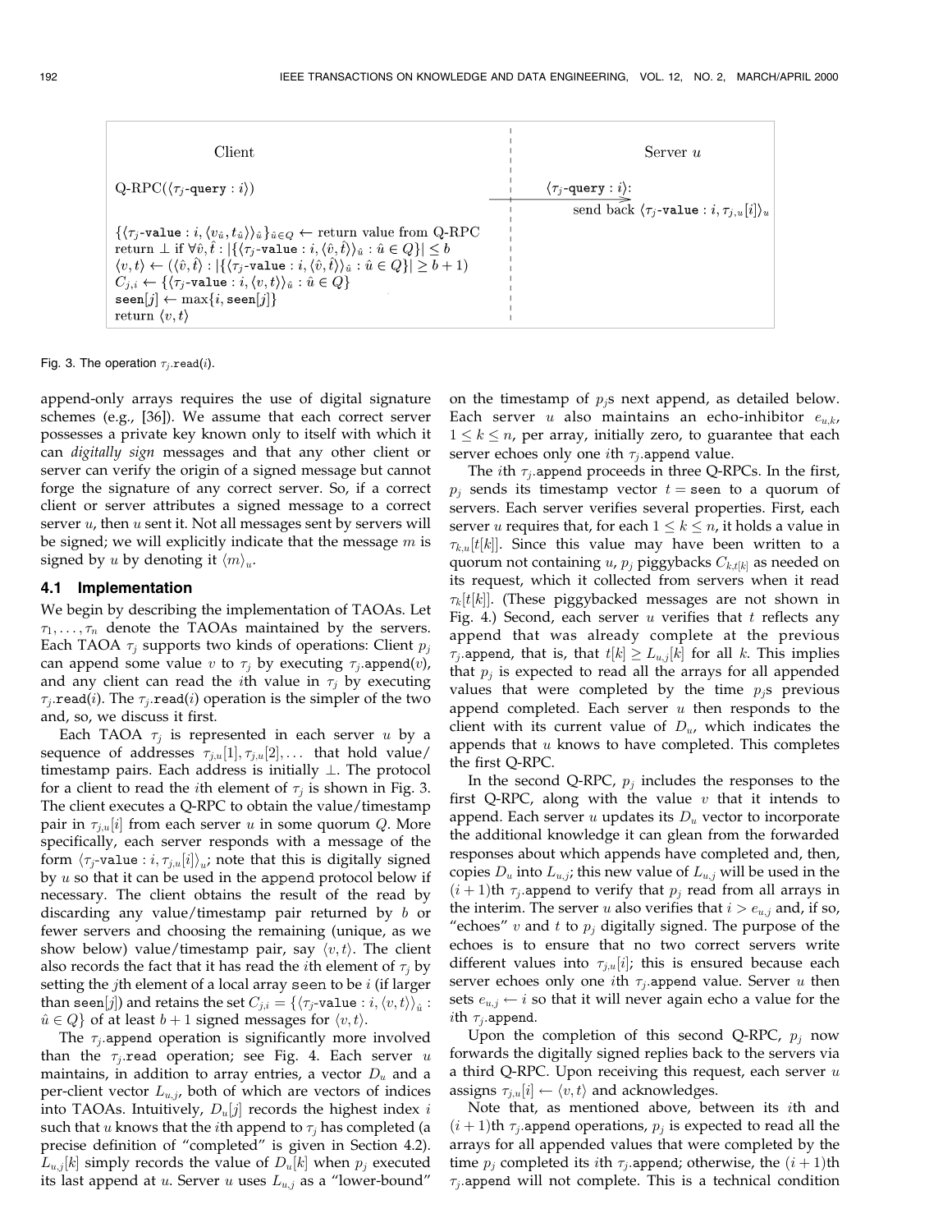| Client | Server $u$ |
|---|---|
| Q-RPC($\langle \tau_j\texttt{-query} : i \rangle$) | $\langle \tau_j\texttt{-query} : i \rangle$: send back $\langle \tau_j\texttt{-value} : i, \tau_{j,u}[i] \rangle_u$ |
| $\{\langle \tau_j\texttt{-value} : i, \langle v_{\hat{u}}, t_{\hat{u}} \rangle \rangle_{\hat{u}}\}_{\hat{u} \in Q} \leftarrow$ return value from Q-RPC | |
| return $\perp$ if $\forall \hat{v}, \hat{t} : \lvert \{\langle \tau_j\texttt{-value} : i, \langle \hat{v}, \hat{t} \rangle \rangle_{\hat{u}} : \hat{u} \in Q\} \rvert \leq b$ | |
| $\langle v, t \rangle \leftarrow (\langle \hat{v}, \hat{t} \rangle : \lvert \{\langle \tau_j\texttt{-value} : i, \langle \hat{v}, \hat{t} \rangle \rangle_{\hat{u}} : \hat{u} \in Q\} \rvert \geq b+1)$ | |
| $C_{j,i} \leftarrow \{\langle \tau_j\texttt{-value} : i, \langle v, t \rangle \rangle_{\hat{u}} : \hat{u} \in Q\}$ | |
| $\texttt{seen}[j] \leftarrow \max\{i, \texttt{seen}[j]\}$ | |
| return $\langle v, t \rangle$ | |

Fig. 3. The operation $\tau_j.\texttt{read}(i)$.

append-only arrays requires the use of digital signature schemes (e.g., [36]). We assume that each correct server possesses a private key known only to itself with which it can *digitally sign* messages and that any other client or server can verify the origin of a signed message but cannot forge the signature of any correct server. So, if a correct client or server attributes a signed message to a correct server $u$, then $u$ sent it. Not all messages sent by servers will be signed; we will explicitly indicate that the message $m$ is signed by $u$ by denoting it $\langle m \rangle_u$.

### 4.1 Implementation

We begin by describing the implementation of TAOAs. Let $\tau_1, \ldots, \tau_n$ denote the TAOAs maintained by the servers. Each TAOA $\tau_j$ supports two kinds of operations: Client $p_j$ can append some value $v$ to $\tau_j$ by executing $\tau_j.\texttt{append}(v)$, and any client can read the $i$th value in $\tau_j$ by executing $\tau_j.\texttt{read}(i)$. The $\tau_j.\texttt{read}(i)$ operation is the simpler of the two and, so, we discuss it first.

Each TAOA $\tau_j$ is represented in each server $u$ by a sequence of addresses $\tau_{j,u}[1], \tau_{j,u}[2], \ldots$ that hold value/timestamp pairs. Each address is initially $\perp$. The protocol for a client to read the $i$th element of $\tau_j$ is shown in Fig. 3. The client executes a Q-RPC to obtain the value/timestamp pair in $\tau_{j,u}[i]$ from each server $u$ in some quorum $Q$. More specifically, each server responds with a message of the form $\langle \tau_j\texttt{-value} : i, \tau_{j,u}[i] \rangle_u$; note that this is digitally signed by $u$ so that it can be used in the append protocol below if necessary. The client obtains the result of the read by discarding any value/timestamp pair returned by $b$ or fewer servers and choosing the remaining (unique, as we show below) value/timestamp pair, say $\langle v, t \rangle$. The client also records the fact that it has read the $i$th element of $\tau_j$ by setting the $j$th element of a local array seen to be $i$ (if larger than $\texttt{seen}[j]$) and retains the set $C_{j,i} = \{\langle \tau_j\texttt{-value} : i, \langle v, t \rangle \rangle_{\hat{u}} : \hat{u} \in Q\}$ of at least $b+1$ signed messages for $\langle v, t \rangle$.

The $\tau_j.\texttt{append}$ operation is significantly more involved than the $\tau_j.\texttt{read}$ operation; see Fig. 4. Each server $u$ maintains, in addition to array entries, a vector $D_u$ and a per-client vector $L_{u,j}$, both of which are vectors of indices into TAOAs. Intuitively, $D_u[j]$ records the highest index $i$ such that $u$ knows that the $i$th append to $\tau_j$ has completed (a precise definition of "completed" is given in Section 4.2). $L_{u,j}[k]$ simply records the value of $D_u[k]$ when $p_j$ executed its last append at $u$. Server $u$ uses $L_{u,j}$ as a "lower-bound" on the timestamp of $p_j$s next append, as detailed below. Each server $u$ also maintains an echo-inhibitor $e_{u,k}$, $1 \leq k \leq n$, per array, initially zero, to guarantee that each server echoes only one $i$th $\tau_j.\texttt{append}$ value.

The $i$th $\tau_j.\texttt{append}$ proceeds in three Q-RPCs. In the first, $p_j$ sends its timestamp vector $t = \texttt{seen}$ to a quorum of servers. Each server verifies several properties. First, each server $u$ requires that, for each $1 \leq k \leq n$, it holds a value in $\tau_{k,u}[t[k]]$. Since this value may have been written to a quorum not containing $u$, $p_j$ piggybacks $C_{k,t[k]}$ as needed on its request, which it collected from servers when it read $\tau_k[t[k]]$. (These piggybacked messages are not shown in Fig. 4.) Second, each server $u$ verifies that $t$ reflects any append that was already complete at the previous $\tau_j.\texttt{append}$, that is, that $t[k] \geq L_{u,j}[k]$ for all $k$. This implies that $p_j$ is expected to read all the arrays for all appended values that were completed by the time $p_j$s previous append completed. Each server $u$ then responds to the client with its current value of $D_u$, which indicates the appends that $u$ knows to have completed. This completes the first Q-RPC.

In the second Q-RPC, $p_j$ includes the responses to the first Q-RPC, along with the value $v$ that it intends to append. Each server $u$ updates its $D_u$ vector to incorporate the additional knowledge it can glean from the forwarded responses about which appends have completed and, then, copies $D_u$ into $L_{u,j}$; this new value of $L_{u,j}$ will be used in the $(i+1)$th $\tau_j.\texttt{append}$ to verify that $p_j$ read from all arrays in the interim. The server $u$ also verifies that $i > e_{u,j}$ and, if so, "echoes" $v$ and $t$ to $p_j$ digitally signed. The purpose of the echoes is to ensure that no two correct servers write different values into $\tau_{j,u}[i]$; this is ensured because each server echoes only one $i$th $\tau_j.\texttt{append}$ value. Server $u$ then sets $e_{u,j} \leftarrow i$ so that it will never again echo a value for the $i$th $\tau_j.\texttt{append}$.

Upon the completion of this second Q-RPC, $p_j$ now forwards the digitally signed replies back to the servers via a third Q-RPC. Upon receiving this request, each server $u$ assigns $\tau_{j,u}[i] \leftarrow \langle v, t \rangle$ and acknowledges.

Note that, as mentioned above, between its $i$th and $(i+1)$th $\tau_j.\texttt{append}$ operations, $p_j$ is expected to read all the arrays for all appended values that were completed by the time $p_j$ completed its $i$th $\tau_j.\texttt{append}$; otherwise, the $(i+1)$th $\tau_j.\texttt{append}$ will not complete. This is a technical condition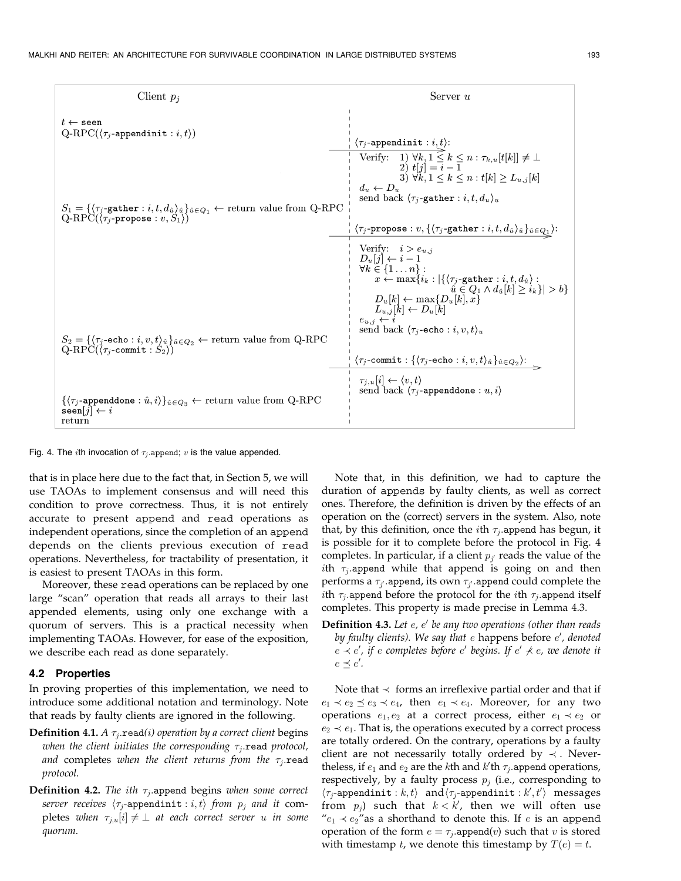| Client $p_j$ | Server $u$ |
|---|---|
| $t \leftarrow$ `seen` <br> Q-RPC($\langle \tau_j$-`appendinit` $: i, t \rangle$) | |
| | $\langle \tau_j$-`appendinit` $: i, t\rangle$: <br> Verify: 1) $\forall k, 1 \leq k \leq n : \tau_{k,u}[t[k]] \neq \bot$ <br> 2) $t[j] = i - 1$ <br> 3) $\forall k, 1 \leq k \leq n : t[k] \geq L_{u,j}[k]$ <br> $d_u \leftarrow D_u$ <br> send back $\langle \tau_j$-`gather` $: i, t, d_u\rangle_u$ |
| $S_1 = \{\langle \tau_j$-`gather` $: i, t, d_{\hat{u}}\rangle_{\hat{u}}\}_{\hat{u} \in Q_1} \leftarrow$ return value from Q-RPC <br> Q-RPC($\langle \tau_j$-`propose` $: v, S_1\rangle$) | |
| | $\langle \tau_j$-`propose` $: v, \{\langle \tau_j$-`gather` $: i, t, d_{\hat{u}}\rangle_{\hat{u}}\}_{\hat{u} \in Q_1}\rangle$: <br> Verify: $i > e_{u,j}$ <br> $D_u[j] \leftarrow i - 1$ <br> $\forall k \in \{1 \ldots n\}$ : <br> $x \leftarrow \max\{i_k : \lvert\{\langle \tau_j$-`gather` $: i, t, d_{\hat{u}}\rangle :$ $\hat{u} \in Q_1 \wedge d_{\hat{u}}[k] \geq i_k\}\rvert > b\}$ <br> $D_u[k] \leftarrow \max\{D_u[k], x\}$ <br> $L_{u,j}[k] \leftarrow D_u[k]$ <br> $e_{u,j} \leftarrow i$ <br> send back $\langle \tau_j$-`echo` $: i, v, t\rangle_u$ |
| $S_2 = \{\langle \tau_j$-`echo` $: i, v, t\rangle_{\hat{u}}\}_{\hat{u} \in Q_2} \leftarrow$ return value from Q-RPC <br> Q-RPC($\langle \tau_j$-`commit` $: S_2\rangle$) | |
| | $\langle \tau_j$-`commit` $: \{\langle \tau_j$-`echo` $: i, v, t\rangle_{\hat{u}}\}_{\hat{u} \in Q_2}\rangle$: <br> $\tau_{j,u}[i] \leftarrow \langle v, t\rangle$ <br> send back $\langle \tau_j$-`appenddone` $: u, i\rangle$ |
| $\{\langle \tau_j$-`appenddone` $: \hat{u}, i\rangle\}_{\hat{u} \in Q_3} \leftarrow$ return value from Q-RPC <br> `seen`$[j] \leftarrow i$ <br> return | |

Fig. 4. The $i$th invocation of $\tau_j$.`append`; $v$ is the value appended.

that is in place here due to the fact that, in Section 5, we will use TAOAs to implement consensus and will need this condition to prove correctness. Thus, it is not entirely accurate to present `append` and `read` operations as independent operations, since the completion of an `append` depends on the clients previous execution of `read` operations. Nevertheless, for tractability of presentation, it is easiest to present TAOAs in this form.

Moreover, these `read` operations can be replaced by one large "scan" operation that reads all arrays to their last appended elements, using only one exchange with a quorum of servers. This is a practical necessity when implementing TAOAs. However, for ease of the exposition, we describe each read as done separately.

### 4.2 Properties

In proving properties of this implementation, we need to introduce some additional notation and terminology. Note that reads by faulty clients are ignored in the following.

**Definition 4.1.** *A $\tau_j$.`read`(i) operation by a correct client* begins *when the client initiates the corresponding $\tau_j$.`read` protocol, and* completes *when the client returns from the $\tau_j$.`read` protocol.*

**Definition 4.2.** *The ith $\tau_j$.`append`* begins *when some correct server receives $\langle \tau_j$-`appendinit` $: i, t\rangle$ from $p_j$ and it* completes *when $\tau_{j,u}[i] \neq \bot$ at each correct server $u$ in some quorum.*

Note that, in this definition, we had to capture the duration of `append`s by faulty clients, as well as correct ones. Therefore, the definition is driven by the effects of an operation on the (correct) servers in the system. Also, note that, by this definition, once the $i$th $\tau_j$.`append` has begun, it is possible for it to complete before the protocol in Fig. 4 completes. In particular, if a client $p_{j'}$ reads the value of the $i$th $\tau_j$.`append` while that append is going on and then performs a $\tau_{j'}$.`append`, its own $\tau_{j'}$.`append` could complete the $i$th $\tau_j$.`append` before the protocol for the $i$th $\tau_j$.`append` itself completes. This property is made precise in Lemma 4.3.

**Definition 4.3.** *Let $e$, $e'$ be any two operations (other than reads by faulty clients). We say that $e$* happens before *$e'$, denoted $e \prec e'$, if $e$ completes before $e'$ begins. If $e' \not\prec e$, we denote it $e \preceq e'$.*

Note that $\prec$ forms an irreflexive partial order and that if $e_1 \prec e_2 \preceq e_3 \prec e_4$, then $e_1 \prec e_4$. Moreover, for any two operations $e_1, e_2$ at a correct process, either $e_1 \prec e_2$ or $e_2 \prec e_1$. That is, the operations executed by a correct process are totally ordered. On the contrary, operations by a faulty client are not necessarily totally ordered by $\prec$. Nevertheless, if $e_1$ and $e_2$ are the $k$th and $k'$th $\tau_j$.`append` operations, respectively, by a faulty process $p_j$ (i.e., corresponding to $\langle \tau_j$-`appendinit` $: k, t\rangle$ and $\langle \tau_j$-`appendinit` $: k', t'\rangle$ messages from $p_j$) such that $k < k'$, then we will often use "$e_1 \prec e_2$" as a shorthand to denote this. If $e$ is an `append` operation of the form $e = \tau_j$.`append`$(v)$ such that $v$ is stored with timestamp $t$, we denote this timestamp by $T(e) = t$.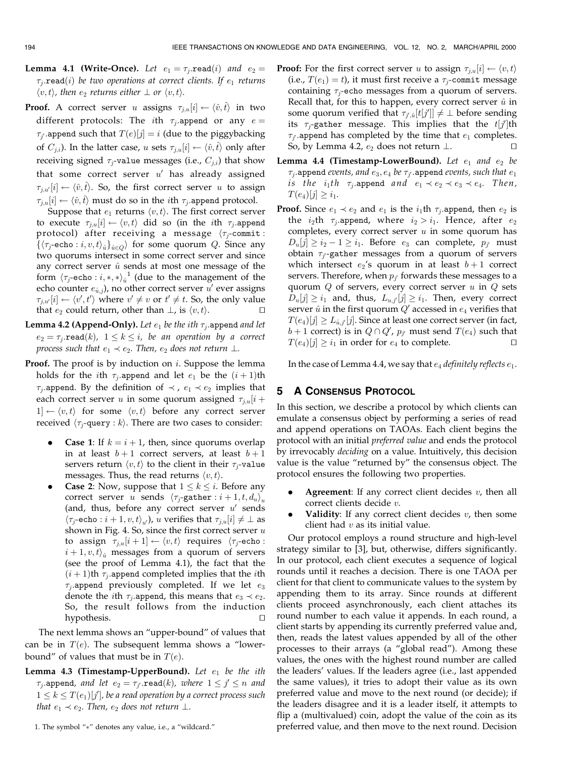**Lemma 4.1 (Write-Once).** *Let $e_1 = \tau_j.\mathtt{read}(i)$ and $e_2 = \tau_j.\mathtt{read}(i)$ be two operations at correct clients. If $e_1$ returns $\langle v, t\rangle$, then $e_2$ returns either $\perp$ or $\langle v, t\rangle$.*

**Proof.** A correct server $u$ assigns $\tau_{j,u}[i] \leftarrow \langle \hat{v}, \hat{t}\rangle$ in two different protocols: The $i$th $\tau_j.\mathtt{append}$ or any $e = \tau_{j'}.\mathtt{append}$ such that $T(e)[j] = i$ (due to the piggybacking of $C_{j,i}$). In the latter case, $u$ sets $\tau_{j,u}[i] \leftarrow \langle \hat{v}, \hat{t}\rangle$ only after receiving signed $\tau_j$-$\mathtt{value}$ messages (i.e., $C_{j,i}$) that show that some correct server $u'$ has already assigned $\tau_{j,u'}[i] \leftarrow \langle \hat{v}, \hat{t}\rangle$. So, the first correct server $u$ to assign $\tau_{j,u}[i] \leftarrow \langle \hat{v}, \hat{t}\rangle$ must do so in the $i$th $\tau_j.\mathtt{append}$ protocol.

Suppose that $e_1$ returns $\langle v, t\rangle$. The first correct server to execute $\tau_{j,u}[i] \leftarrow \langle v, t\rangle$ did so (in the $i$th $\tau_j.\mathtt{append}$ protocol) after receiving a message $\langle \tau_j\text{-}\mathtt{commit} : \{\langle \tau_j\text{-}\mathtt{echo} : i, v, t\rangle_{\hat{u}}\}_{\hat{u}\in Q}\rangle$ for some quorum $Q$. Since any two quorums intersect in some correct server and since any correct server $\hat{u}$ sends at most one message of the form $\langle \tau_j\text{-}\mathtt{echo} : i, *, *\rangle_{\hat{u}}$ [1] (due to the management of the echo counter $e_{\hat{u},j}$), no other correct server $u'$ ever assigns $\tau_{j,u'}[i] \leftarrow \langle v', t'\rangle$ where $v' \neq v$ or $t' \neq t$. So, the only value that $e_2$ could return, other than $\perp$, is $\langle v, t\rangle$. $\square$

**Lemma 4.2 (Append-Only).** *Let $e_1$ be the $i$th $\tau_j.\mathtt{append}$ and let $e_2 = \tau_j.\mathtt{read}(k)$, $1 \leq k \leq i$, be an operation by a correct process such that $e_1 \prec e_2$. Then, $e_2$ does not return $\perp$.*

**Proof.** The proof is by induction on $i$. Suppose the lemma holds for the $i$th $\tau_j.\mathtt{append}$ and let $e_1$ be the $(i+1)$th $\tau_j.\mathtt{append}$. By the definition of $\prec$, $e_1 \prec e_2$ implies that each correct server $u$ in some quorum assigned $\tau_{j,u}[i+1] \leftarrow \langle v, t\rangle$ for some $\langle v, t\rangle$ before any correct server received $\langle \tau_j\text{-}\mathtt{query} : k\rangle$. There are two cases to consider:

- **Case 1**: If $k = i+1$, then, since quorums overlap in at least $b+1$ correct servers, at least $b+1$ servers return $\langle v, t\rangle$ to the client in their $\tau_j$-$\mathtt{value}$ messages. Thus, the read returns $\langle v, t\rangle$.
- **Case 2**: Now, suppose that $1 \leq k \leq i$. Before any correct server $u$ sends $\langle \tau_j\text{-}\mathtt{gather} : i+1, t, d_u\rangle_u$ (and, thus, before any correct server $u'$ sends $\langle \tau_j\text{-}\mathtt{echo} : i+1, v, t\rangle_{u'}$), $u$ verifies that $\tau_{j,u}[i] \neq \perp$ as shown in Fig. 4. So, since the first correct server $u$ to assign $\tau_{j,u}[i+1] \leftarrow \langle v, t\rangle$ requires $\langle \tau_j\text{-}\mathtt{echo} : i+1, v, t\rangle_{\hat{u}}$ messages from a quorum of servers (see the proof of Lemma 4.1), the fact that the $(i+1)$th $\tau_j.\mathtt{append}$ completed implies that the $i$th $\tau_j.\mathtt{append}$ previously completed. If we let $e_3$ denote the $i$th $\tau_j.\mathtt{append}$, this means that $e_3 \prec e_2$. So, the result follows from the induction hypothesis. $\square$

The next lemma shows an "upper-bound" of values that can be in $T(e)$. The subsequent lemma shows a "lower-bound" of values that must be in $T(e)$.

**Lemma 4.3 (Timestamp-UpperBound).** *Let $e_1$ be the $i$th $\tau_j.\mathtt{append}$, and let $e_2 = \tau_{j'}.\mathtt{read}(k)$, where $1 \leq j' \leq n$ and $1 \leq k \leq T(e_1)[j']$, be a read operation by a correct process such that $e_1 \prec e_2$. Then, $e_2$ does not return $\perp$.*

**Proof:** For the first correct server $u$ to assign $\tau_{j,u}[i] \leftarrow \langle v, t\rangle$ (i.e., $T(e_1) = t$), it must first receive a $\tau_j$-$\mathtt{commit}$ message containing $\tau_j$-$\mathtt{echo}$ messages from a quorum of servers. Recall that, for this to happen, every correct server $\hat{u}$ in some quorum verified that $\tau_{j',\hat{u}}[t[j']] \neq \perp$ before sending its $\tau_j$-$\mathtt{gather}$ message. This implies that the $t[j']$th $\tau_{j'}.\mathtt{append}$ has completed by the time that $e_1$ completes. So, by Lemma 4.2, $e_2$ does not return $\perp$. $\square$

**Lemma 4.4 (Timestamp-LowerBound).** *Let $e_1$ and $e_2$ be $\tau_j.\mathtt{append}$ events, and $e_3, e_4$ be $\tau_{j'}.\mathtt{append}$ events, such that $e_1$ is the $i_1$th $\tau_j.\mathtt{append}$ and $e_1 \prec e_2 \prec e_3 \prec e_4$. Then, $T(e_4)[j] \geq i_1$.*

**Proof.** Since $e_1 \prec e_2$ and $e_1$ is the $i_1$th $\tau_j.\mathtt{append}$, then $e_2$ is the $i_2$th $\tau_j.\mathtt{append}$, where $i_2 > i_1$. Hence, after $e_2$ completes, every correct server $u$ in some quorum has $D_u[j] \geq i_2 - 1 \geq i_1$. Before $e_3$ can complete, $p_{j'}$ must obtain $\tau_{j'}$-$\mathtt{gather}$ messages from a quorum of servers which intersect $e_2$'s quorum in at least $b+1$ correct servers. Therefore, when $p_{j'}$ forwards these messages to a quorum $Q$ of servers, every correct server $u$ in $Q$ sets $D_u[j] \geq i_1$ and, thus, $L_{u,j'}[j] \geq i_1$. Then, every correct server $\hat{u}$ in the first quorum $Q'$ accessed in $e_4$ verifies that $T(e_4)[j] \geq L_{\hat{u},j'}[j]$. Since at least one correct server (in fact, $b+1$ correct) is in $Q \cap Q'$, $p_{j'}$ must send $T(e_4)$ such that $T(e_4)[j] \geq i_1$ in order for $e_4$ to complete. $\square$

In the case of Lemma 4.4, we say that $e_4$ *definitely reflects* $e_1$.

## 5 A Consensus Protocol

In this section, we describe a protocol by which clients can emulate a consensus object by performing a series of read and append operations on TAOAs. Each client begins the protocol with an initial *preferred value* and ends the protocol by irrevocably *deciding* on a value. Intuitively, this decision value is the value "returned by" the consensus object. The protocol ensures the following two properties.

- **Agreement**: If any correct client decides $v$, then all correct clients decide $v$.
- **Validity**: If any correct client decides $v$, then some client had $v$ as its initial value.

Our protocol employs a round structure and high-level strategy similar to [3], but, otherwise, differs significantly. In our protocol, each client executes a sequence of logical rounds until it reaches a decision. There is one TAOA per client for that client to communicate values to the system by appending them to its array. Since rounds at different clients proceed asynchronously, each client attaches its round number to each value it appends. In each round, a client starts by appending its currently preferred value and, then, reads the latest values appended by all of the other processes to their arrays (a "global read"). Among these values, the ones with the highest round number are called the leaders' values. If the leaders agree (i.e., last appended the same values), it tries to adopt their value as its own preferred value and move to the next round (or decide); if the leaders disagree and it is a leader itself, it attempts to flip a (multivalued) coin, adopt the value of the coin as its preferred value, and then move to the next round. Decision

1. The symbol "*" denotes any value, i.e., a "wildcard."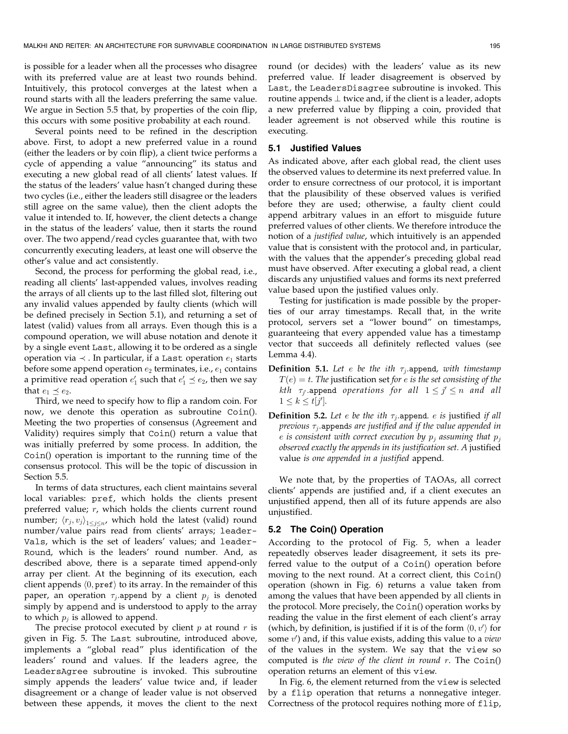is possible for a leader when all the processes who disagree with its preferred value are at least two rounds behind. Intuitively, this protocol converges at the latest when a round starts with all the leaders preferring the same value. We argue in Section 5.5 that, by properties of the coin flip, this occurs with some positive probability at each round.

Several points need to be refined in the description above. First, to adopt a new preferred value in a round (either the leaders or by coin flip), a client twice performs a cycle of appending a value "announcing" its status and executing a new global read of all clients' latest values. If the status of the leaders' value hasn't changed during these two cycles (i.e., either the leaders still disagree or the leaders still agree on the same value), then the client adopts the value it intended to. If, however, the client detects a change in the status of the leaders' value, then it starts the round over. The two append/read cycles guarantee that, with two concurrently executing leaders, at least one will observe the other's value and act consistently.

Second, the process for performing the global read, i.e., reading all clients' last-appended values, involves reading the arrays of all clients up to the last filled slot, filtering out any invalid values appended by faulty clients (which will be defined precisely in Section 5.1), and returning a set of latest (valid) values from all arrays. Even though this is a compound operation, we will abuse notation and denote it by a single event Last, allowing it to be ordered as a single operation via $\prec$. In particular, if a Last operation $e_1$ starts before some append operation $e_2$ terminates, i.e., $e_1$ contains a primitive read operation $e_1'$ such that $e_1' \preceq e_2$, then we say that $e_1 \preceq e_2$.

Third, we need to specify how to flip a random coin. For now, we denote this operation as subroutine Coin(). Meeting the two properties of consensus (Agreement and Validity) requires simply that Coin() return a value that was initially preferred by some process. In addition, the Coin() operation is important to the running time of the consensus protocol. This will be the topic of discussion in Section 5.5.

In terms of data structures, each client maintains several local variables: pref, which holds the clients present preferred value; $r$, which holds the clients current round number; $\langle r_j, v_j \rangle_{1 \leq j \leq n}$, which hold the latest (valid) round number/value pairs read from clients' arrays; leaderVals, which is the set of leaders' values; and leaderRound, which is the leaders' round number. And, as described above, there is a separate timed append-only array per client. At the beginning of its execution, each client appends $\langle 0, \texttt{pref} \rangle$ to its array. In the remainder of this paper, an operation $\tau_j$.append by a client $p_j$ is denoted simply by append and is understood to apply to the array to which $p_j$ is allowed to append.

The precise protocol executed by client $p$ at round $r$ is given in Fig. 5. The Last subroutine, introduced above, implements a "global read" plus identification of the leaders' round and values. If the leaders agree, the LeadersAgree subroutine is invoked. This subroutine simply appends the leaders' value twice and, if leader disagreement or a change of leader value is not observed between these appends, it moves the client to the next round (or decides) with the leaders' value as its new preferred value. If leader disagreement is observed by Last, the LeadersDisagree subroutine is invoked. This routine appends $\perp$ twice and, if the client is a leader, adopts a new preferred value by flipping a coin, provided that leader agreement is not observed while this routine is executing.

### 5.1 Justified Values

As indicated above, after each global read, the client uses the observed values to determine its next preferred value. In order to ensure correctness of our protocol, it is important that the plausibility of these observed values is verified before they are used; otherwise, a faulty client could append arbitrary values in an effort to misguide future preferred values of other clients. We therefore introduce the notion of a *justified value*, which intuitively is an appended value that is consistent with the protocol and, in particular, with the values that the appender's preceding global read must have observed. After executing a global read, a client discards any unjustified values and forms its next preferred value based upon the justified values only.

Testing for justification is made possible by the properties of our array timestamps. Recall that, in the write protocol, servers set a "lower bound" on timestamps, guaranteeing that every appended value has a timestamp vector that succeeds all definitely reflected values (see Lemma 4.4).

**Definition 5.1.** *Let $e$ be the ith $\tau_j$.append, with timestamp $T(e) = t$. The* justification set *for $e$ is the set consisting of the kth $\tau_{j'}$.append operations for all $1 \leq j' \leq n$ and all $1 \leq k \leq t[j']$.*

**Definition 5.2.** *Let $e$ be the ith $\tau_j$.append. $e$ is* justified *if all previous $\tau_j$.appends are justified and if the value appended in $e$ is consistent with correct execution by $p_j$ assuming that $p_j$ observed exactly the appends in its justification set. A* justified value *is one appended in a justified* append.

We note that, by the properties of TAOAs, all correct clients' appends are justified and, if a client executes an unjustified append, then all of its future appends are also unjustified.

### 5.2 The Coin() Operation

According to the protocol of Fig. 5, when a leader repeatedly observes leader disagreement, it sets its preferred value to the output of a Coin() operation before moving to the next round. At a correct client, this Coin() operation (shown in Fig. 6) returns a value taken from among the values that have been appended by all clients in the protocol. More precisely, the Coin() operation works by reading the value in the first element of each client's array (which, by definition, is justified if it is of the form $\langle 0, v' \rangle$ for some $v'$) and, if this value exists, adding this value to a *view* of the values in the system. We say that the view so computed is *the view of the client in round $r$*. The Coin() operation returns an element of this view.

In Fig. 6, the element returned from the view is selected by a flip operation that returns a nonnegative integer. Correctness of the protocol requires nothing more of flip,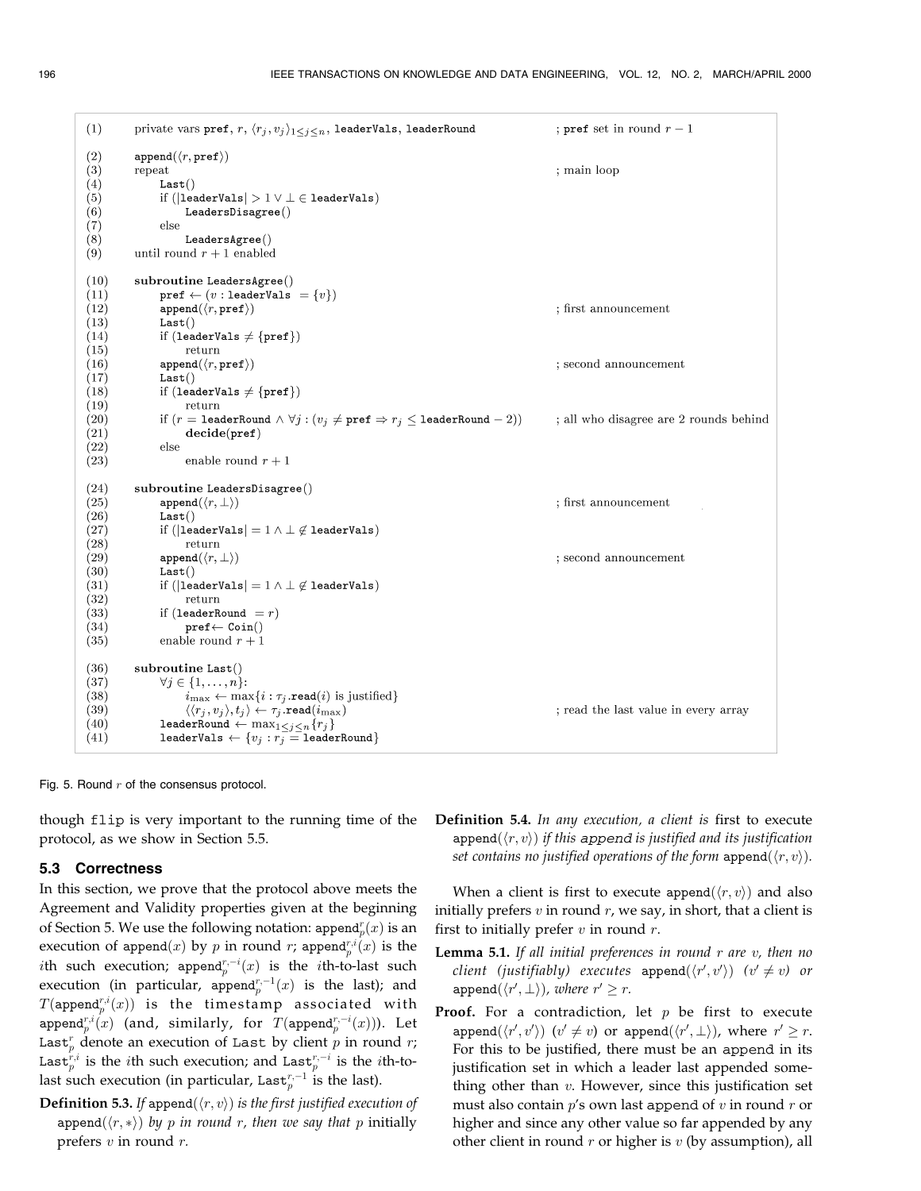```
(1)     private vars pref, r, ⟨r_j, v_j⟩_{1≤j≤n}, leaderVals, leaderRound          ; pref set in round r − 1

(2)     append(⟨r, pref⟩)
(3)     repeat                                                                    ; main loop
(4)         Last()
(5)         if (|leaderVals| > 1 ∨ ⊥ ∈ leaderVals)
(6)             LeadersDisagree()
(7)         else
(8)             LeadersAgree()
(9)     until round r + 1 enabled

(10)    subroutine LeadersAgree()
(11)        pref ← (v : leaderVals = {v})
(12)        append(⟨r, pref⟩)                                                     ; first announcement
(13)        Last()
(14)        if (leaderVals ≠ {pref})
(15)            return
(16)        append(⟨r, pref⟩)                                                     ; second announcement
(17)        Last()
(18)        if (leaderVals ≠ {pref})
(19)            return
(20)        if (r = leaderRound ∧ ∀j : (v_j ≠ pref ⇒ r_j ≤ leaderRound − 2))      ; all who disagree are 2 rounds behind
(21)            decide(pref)
(22)        else
(23)            enable round r + 1

(24)    subroutine LeadersDisagree()
(25)        append(⟨r, ⊥⟩)                                                        ; first announcement
(26)        Last()
(27)        if (|leaderVals| = 1 ∧ ⊥ ∉ leaderVals)
(28)            return
(29)        append(⟨r, ⊥⟩)                                                        ; second announcement
(30)        Last()
(31)        if (|leaderVals| = 1 ∧ ⊥ ∉ leaderVals)
(32)            return
(33)        if (leaderRound = r)
(34)            pref ← Coin()
(35)        enable round r + 1

(36)    subroutine Last()
(37)        ∀j ∈ {1, ..., n}:
(38)            i_max ← max{i : τ_j.read(i) is justified}
(39)            ⟨⟨r_j, v_j⟩, t_j⟩ ← τ_j.read(i_max)                                ; read the last value in every array
(40)        leaderRound ← max_{1≤j≤n}{r_j}
(41)        leaderVals ← {v_j : r_j = leaderRound}
```

Fig. 5. Round $r$ of the consensus protocol.

though flip is very important to the running time of the protocol, as we show in Section 5.5.

### 5.3 Correctness

In this section, we prove that the protocol above meets the Agreement and Validity properties given at the beginning of Section 5. We use the following notation: $\texttt{append}_p^r(x)$ is an execution of $\texttt{append}(x)$ by $p$ in round $r$; $\texttt{append}_p^{r,i}(x)$ is the $i$th such execution; $\texttt{append}_p^{r,-i}(x)$ is the $i$th-to-last such execution (in particular, $\texttt{append}_p^{r,-1}(x)$ is the last); and $T(\texttt{append}_p^{r,i}(x))$ is the timestamp associated with $\texttt{append}_p^{r,i}(x)$ (and, similarly, for $T(\texttt{append}_p^{r,-i}(x))$). Let $\texttt{Last}_p^r$ denote an execution of Last by client $p$ in round $r$; $\texttt{Last}_p^{r,i}$ is the $i$th such execution; and $\texttt{Last}_p^{r,-i}$ is the $i$th-to-last such execution (in particular, $\texttt{Last}_p^{r,-1}$ is the last).

**Definition 5.3.** *If* $\texttt{append}(\langle r, v\rangle)$ *is the first justified execution of* $\texttt{append}(\langle r, *\rangle)$ *by* $p$ *in round* $r$*, then we say that* $p$ *initially prefers* $v$ *in round* $r$*.*

**Definition 5.4.** *In any execution, a client is* first *to execute* $\texttt{append}(\langle r, v\rangle)$ *if this* append *is justified and its justification set contains no justified operations of the form* $\texttt{append}(\langle r, v\rangle)$*.*

When a client is first to execute $\texttt{append}(\langle r, v\rangle)$ and also initially prefers $v$ in round $r$, we say, in short, that a client is first to initially prefer $v$ in round $r$.

**Lemma 5.1.** *If all initial preferences in round* $r$ *are* $v$*, then no client (justifiably) executes* $\texttt{append}(\langle r', v'\rangle)$ $(v' \neq v)$ *or* $\texttt{append}(\langle r', \perp\rangle)$*, where* $r' \geq r$*.*

**Proof.** For a contradiction, let $p$ be first to execute $\texttt{append}(\langle r', v'\rangle)$ $(v' \neq v)$ or $\texttt{append}(\langle r', \perp\rangle)$, where $r' \geq r$. For this to be justified, there must be an append in its justification set in which a leader last appended something other than $v$. However, since this justification set must also contain $p$'s own last append of $v$ in round $r$ or higher and since any other value so far appended by any other client in round $r$ or higher is $v$ (by assumption), all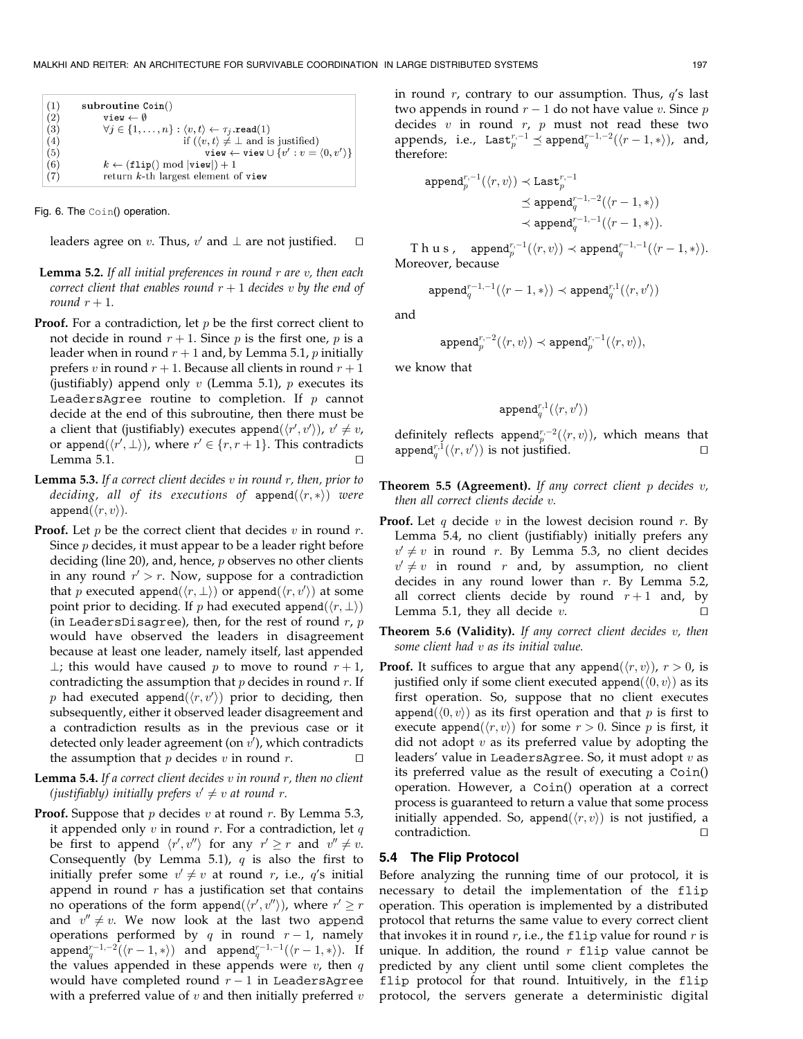```
(1)   subroutine Coin()
(2)       view ← ∅
(3)       ∀j ∈ {1,...,n} : ⟨v,t⟩ ← τ_j.read(1)
(4)                   if (⟨v,t⟩ ≠ ⊥ and is justified)
(5)                         view ← view ∪ {v' : v = ⟨0,v'⟩}
(6)       k ← (flip() mod |view|) + 1
(7)       return k-th largest element of view
```

Fig. 6. The Coin() operation.

leaders agree on $v$. Thus, $v'$ and $\perp$ are not justified. □

**Lemma 5.2.** *If all initial preferences in round $r$ are $v$, then each correct client that enables round $r+1$ decides $v$ by the end of round $r+1$.*

**Proof.** For a contradiction, let $p$ be the first correct client to not decide in round $r+1$. Since $p$ is the first one, $p$ is a leader when in round $r+1$ and, by Lemma 5.1, $p$ initially prefers $v$ in round $r+1$. Because all clients in round $r+1$ (justifiably) append only $v$ (Lemma 5.1), $p$ executes its LeadersAgree routine to completion. If $p$ cannot decide at the end of this subroutine, then there must be a client that (justifiably) executes $\texttt{append}(\langle r', v'\rangle)$, $v' \neq v$, or $\texttt{append}(\langle r', \perp\rangle)$, where $r' \in \{r, r+1\}$. This contradicts Lemma 5.1. □

**Lemma 5.3.** *If a correct client decides $v$ in round $r$, then, prior to deciding, all of its executions of $\texttt{append}(\langle r, *\rangle)$ were $\texttt{append}(\langle r, v\rangle)$.*

**Proof.** Let $p$ be the correct client that decides $v$ in round $r$. Since $p$ decides, it must appear to be a leader right before deciding (line 20), and, hence, $p$ observes no other clients in any round $r' > r$. Now, suppose for a contradiction that $p$ executed $\texttt{append}(\langle r, \perp\rangle)$ or $\texttt{append}(\langle r, v'\rangle)$ at some point prior to deciding. If $p$ had executed $\texttt{append}(\langle r, \perp\rangle)$ (in LeadersDisagree), then, for the rest of round $r$, $p$ would have observed the leaders in disagreement because at least one leader, namely itself, last appended $\perp$; this would have caused $p$ to move to round $r+1$, contradicting the assumption that $p$ decides in round $r$. If $p$ had executed $\texttt{append}(\langle r, v'\rangle)$ prior to deciding, then subsequently, either it observed leader disagreement and a contradiction results as in the previous case or it detected only leader agreement (on $v'$), which contradicts the assumption that $p$ decides $v$ in round $r$. □

**Lemma 5.4.** *If a correct client decides $v$ in round $r$, then no client (justifiably) initially prefers $v' \neq v$ at round $r$.*

**Proof.** Suppose that $p$ decides $v$ at round $r$. By Lemma 5.3, it appended only $v$ in round $r$. For a contradiction, let $q$ be first to append $\langle r', v''\rangle$ for any $r' \geq r$ and $v'' \neq v$. Consequently (by Lemma 5.1), $q$ is also the first to initially prefer some $v' \neq v$ at round $r$, i.e., $q$'s initial append in round $r$ has a justification set that contains no operations of the form $\texttt{append}(\langle r', v''\rangle)$, where $r' \geq r$ and $v'' \neq v$. We now look at the last two append operations performed by $q$ in round $r-1$, namely $\texttt{append}_q^{r-1,-2}(\langle r-1, *\rangle)$ and $\texttt{append}_q^{r-1,-1}(\langle r-1, *\rangle)$. If the values appended in these appends were $v$, then $q$ would have completed round $r-1$ in LeadersAgree with a preferred value of $v$ and then initially preferred $v$ in round $r$, contrary to our assumption. Thus, $q$'s last two appends in round $r-1$ do not have value $v$. Since $p$ decides $v$ in round $r$, $p$ must not read these two appends, i.e., $\texttt{Last}_p^{r,-1} \preceq \texttt{append}_q^{r-1,-2}(\langle r-1, *\rangle)$, and, therefore:

$$\begin{aligned}\texttt{append}_p^{r,-1}(\langle r, v\rangle) &\prec \texttt{Last}_p^{r,-1}\\ &\preceq \texttt{append}_q^{r-1,-2}(\langle r-1, *\rangle)\\ &\prec \texttt{append}_q^{r-1,-1}(\langle r-1, *\rangle).\end{aligned}$$

Thus, $\texttt{append}_p^{r,-1}(\langle r, v\rangle) \prec \texttt{append}_q^{r-1,-1}(\langle r-1, *\rangle)$. Moreover, because

$$\texttt{append}_q^{r-1,-1}(\langle r-1, *\rangle) \prec \texttt{append}_q^{r,1}(\langle r, v'\rangle)$$

and

$$\texttt{append}_p^{r,-2}(\langle r, v\rangle) \prec \texttt{append}_p^{r,-1}(\langle r, v\rangle),$$

we know that

$$\texttt{append}_q^{r,1}(\langle r, v'\rangle)$$

definitely reflects $\texttt{append}_p^{r,-2}(\langle r, v\rangle)$, which means that $\texttt{append}_q^{r,1}(\langle r, v'\rangle)$ is not justified. □

**Theorem 5.5 (Agreement).** *If any correct client $p$ decides $v$, then all correct clients decide $v$.*

**Proof.** Let $q$ decide $v$ in the lowest decision round $r$. By Lemma 5.4, no client (justifiably) initially prefers any $v' \neq v$ in round $r$. By Lemma 5.3, no client decides $v' \neq v$ in round $r$ and, by assumption, no client decides in any round lower than $r$. By Lemma 5.2, all correct clients decide by round $r+1$ and, by Lemma 5.1, they all decide $v$. □

**Theorem 5.6 (Validity).** *If any correct client decides $v$, then some client had $v$ as its initial value.*

**Proof.** It suffices to argue that any $\texttt{append}(\langle r, v\rangle)$, $r > 0$, is justified only if some client executed $\texttt{append}(\langle 0, v\rangle)$ as its first operation. So, suppose that no client executes $\texttt{append}(\langle 0, v\rangle)$ as its first operation and that $p$ is first to execute $\texttt{append}(\langle r, v\rangle)$ for some $r > 0$. Since $p$ is first, it did not adopt $v$ as its preferred value by adopting the leaders' value in LeadersAgree. So, it must adopt $v$ as its preferred value as the result of executing a Coin() operation. However, a Coin() operation at a correct process is guaranteed to return a value that some process initially appended. So, $\texttt{append}(\langle r, v\rangle)$ is not justified, a contradiction. □

### 5.4 The Flip Protocol

Before analyzing the running time of our protocol, it is necessary to detail the implementation of the flip operation. This operation is implemented by a distributed protocol that returns the same value to every correct client that invokes it in round $r$, i.e., the flip value for round $r$ is unique. In addition, the round $r$ flip value cannot be predicted by any client until some client completes the flip protocol for that round. Intuitively, in the flip protocol, the servers generate a deterministic digital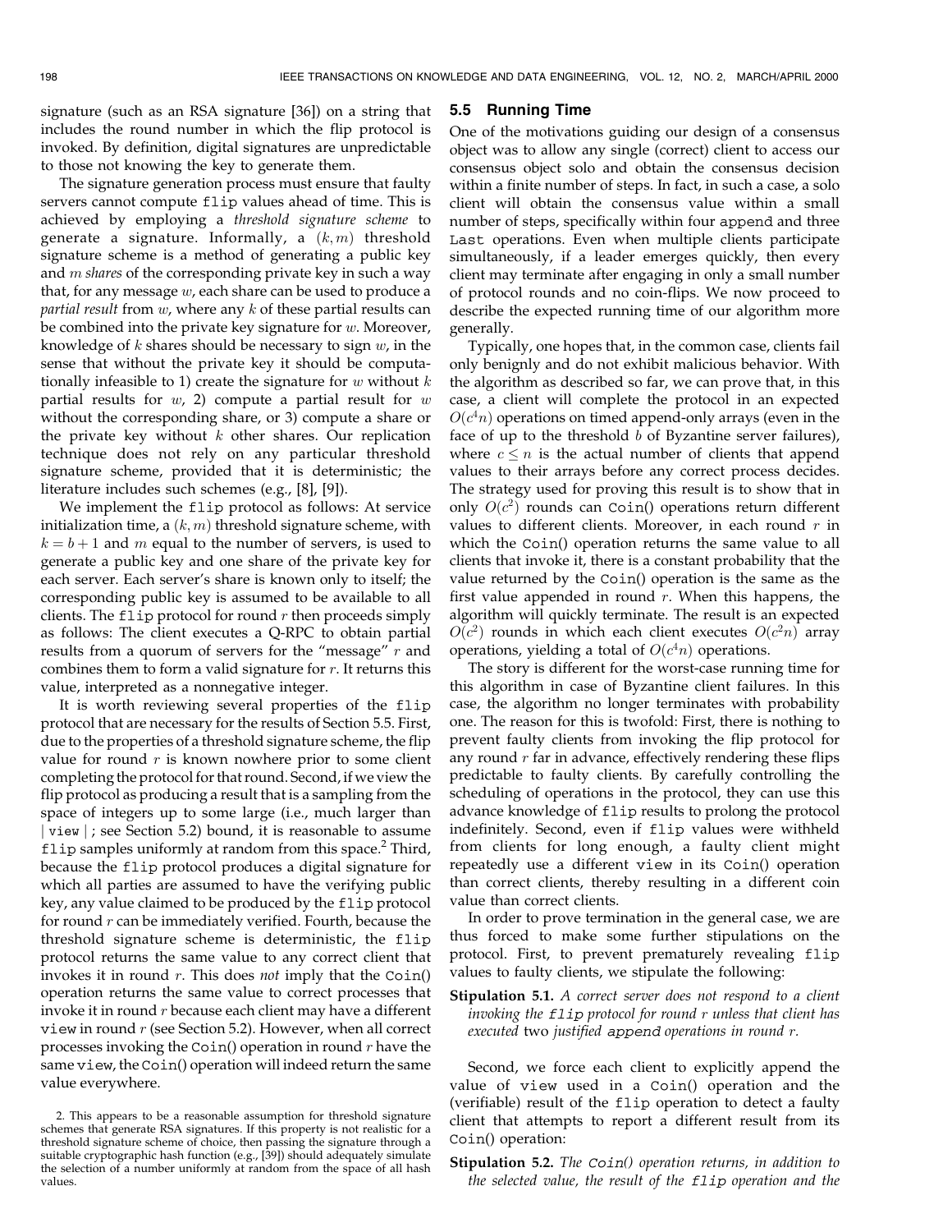signature (such as an RSA signature [36]) on a string that includes the round number in which the flip protocol is invoked. By definition, digital signatures are unpredictable to those not knowing the key to generate them.

The signature generation process must ensure that faulty servers cannot compute `flip` values ahead of time. This is achieved by employing a *threshold signature scheme* to generate a signature. Informally, a $(k, m)$ threshold signature scheme is a method of generating a public key and $m$ *shares* of the corresponding private key in such a way that, for any message $w$, each share can be used to produce a *partial result* from $w$, where any $k$ of these partial results can be combined into the private key signature for $w$. Moreover, knowledge of $k$ shares should be necessary to sign $w$, in the sense that without the private key it should be computationally infeasible to 1) create the signature for $w$ without $k$ partial results for $w$, 2) compute a partial result for $w$ without the corresponding share, or 3) compute a share or the private key without $k$ other shares. Our replication technique does not rely on any particular threshold signature scheme, provided that it is deterministic; the literature includes such schemes (e.g., [8], [9]).

We implement the `flip` protocol as follows: At service initialization time, a $(k, m)$ threshold signature scheme, with $k = b + 1$ and $m$ equal to the number of servers, is used to generate a public key and one share of the private key for each server. Each server's share is known only to itself; the corresponding public key is assumed to be available to all clients. The `flip` protocol for round $r$ then proceeds simply as follows: The client executes a Q-RPC to obtain partial results from a quorum of servers for the "message" $r$ and combines them to form a valid signature for $r$. It returns this value, interpreted as a nonnegative integer.

It is worth reviewing several properties of the `flip` protocol that are necessary for the results of Section 5.5. First, due to the properties of a threshold signature scheme, the flip value for round $r$ is known nowhere prior to some client completing the protocol for that round. Second, if we view the flip protocol as producing a result that is a sampling from the space of integers up to some large (i.e., much larger than $|$ `view` $|$; see Section 5.2) bound, it is reasonable to assume `flip` samples uniformly at random from this space.[2] Third, because the `flip` protocol produces a digital signature for which all parties are assumed to have the verifying public key, any value claimed to be produced by the `flip` protocol for round $r$ can be immediately verified. Fourth, because the threshold signature scheme is deterministic, the `flip` protocol returns the same value to any correct client that invokes it in round $r$. This does *not* imply that the `Coin()` operation returns the same value to correct processes that invoke it in round $r$ because each client may have a different `view` in round $r$ (see Section 5.2). However, when all correct processes invoking the `Coin()` operation in round $r$ have the same `view`, the `Coin()` operation will indeed return the same value everywhere.

2. This appears to be a reasonable assumption for threshold signature schemes that generate RSA signatures. If this property is not realistic for a threshold signature scheme of choice, then passing the signature through a suitable cryptographic hash function (e.g., [39]) should adequately simulate the selection of a number uniformly at random from the space of all hash values.

### 5.5 Running Time

One of the motivations guiding our design of a consensus object was to allow any single (correct) client to access our consensus object solo and obtain the consensus decision within a finite number of steps. In fact, in such a case, a solo client will obtain the consensus value within a small number of steps, specifically within four `append` and three `Last` operations. Even when multiple clients participate simultaneously, if a leader emerges quickly, then every client may terminate after engaging in only a small number of protocol rounds and no coin-flips. We now proceed to describe the expected running time of our algorithm more generally.

Typically, one hopes that, in the common case, clients fail only benignly and do not exhibit malicious behavior. With the algorithm as described so far, we can prove that, in this case, a client will complete the protocol in an expected $O(c^4 n)$ operations on timed append-only arrays (even in the face of up to the threshold $b$ of Byzantine server failures), where $c \leq n$ is the actual number of clients that append values to their arrays before any correct process decides. The strategy used for proving this result is to show that in only $O(c^2)$ rounds can `Coin()` operations return different values to different clients. Moreover, in each round $r$ in which the `Coin()` operation returns the same value to all clients that invoke it, there is a constant probability that the value returned by the `Coin()` operation is the same as the first value appended in round $r$. When this happens, the algorithm will quickly terminate. The result is an expected $O(c^2)$ rounds in which each client executes $O(c^2 n)$ array operations, yielding a total of $O(c^4 n)$ operations.

The story is different for the worst-case running time for this algorithm in case of Byzantine client failures. In this case, the algorithm no longer terminates with probability one. The reason for this is twofold: First, there is nothing to prevent faulty clients from invoking the flip protocol for any round $r$ far in advance, effectively rendering these flips predictable to faulty clients. By carefully controlling the scheduling of operations in the protocol, they can use this advance knowledge of `flip` results to prolong the protocol indefinitely. Second, even if `flip` values were withheld from clients for long enough, a faulty client might repeatedly use a different `view` in its `Coin()` operation than correct clients, thereby resulting in a different coin value than correct clients.

In order to prove termination in the general case, we are thus forced to make some further stipulations on the protocol. First, to prevent prematurely revealing `flip` values to faulty clients, we stipulate the following:

**Stipulation 5.1.** *A correct server does not respond to a client invoking the* `flip` *protocol for round $r$ unless that client has executed* two *justified* `append` *operations in round $r$.*

Second, we force each client to explicitly append the value of `view` used in a `Coin()` operation and the (verifiable) result of the `flip` operation to detect a faulty client that attempts to report a different result from its `Coin()` operation:

**Stipulation 5.2.** *The* `Coin()` *operation returns, in addition to the selected value, the result of the* `flip` *operation and the*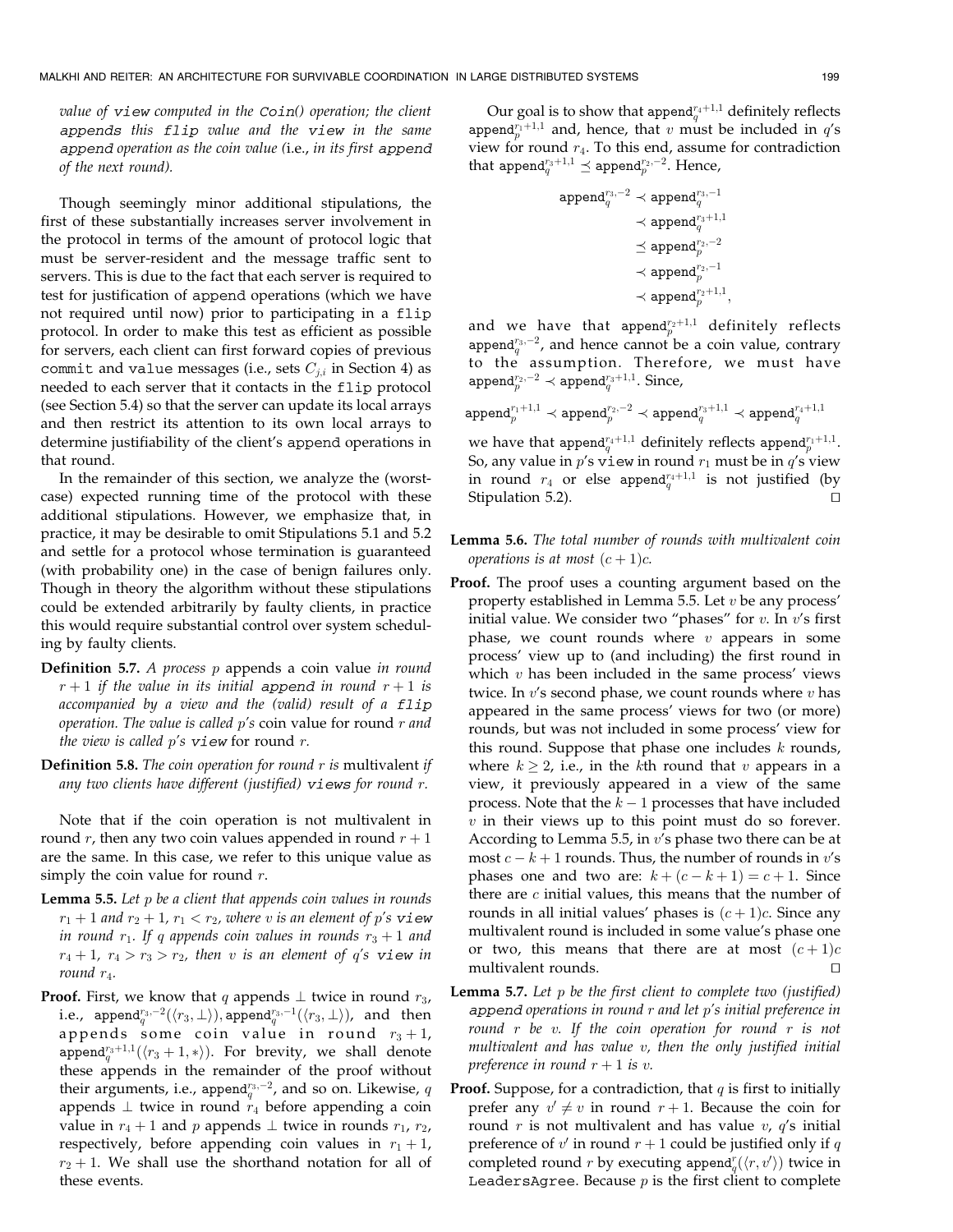*value of* `view` *computed in the* `Coin()` *operation; the client* `appends` *this* `flip` *value and the* `view` *in the same* `append` *operation as the coin value (*i.e., *in its first* `append` *of the next round).*

Though seemingly minor additional stipulations, the first of these substantially increases server involvement in the protocol in terms of the amount of protocol logic that must be server-resident and the message traffic sent to servers. This is due to the fact that each server is required to test for justification of append operations (which we have not required until now) prior to participating in a flip protocol. In order to make this test as efficient as possible for servers, each client can first forward copies of previous commit and value messages (i.e., sets $C_{j,i}$ in Section 4) as needed to each server that it contacts in the flip protocol (see Section 5.4) so that the server can update its local arrays and then restrict its attention to its own local arrays to determine justifiability of the client's append operations in that round.

In the remainder of this section, we analyze the (worst-case) expected running time of the protocol with these additional stipulations. However, we emphasize that, in practice, it may be desirable to omit Stipulations 5.1 and 5.2 and settle for a protocol whose termination is guaranteed (with probability one) in the case of benign failures only. Though in theory the algorithm without these stipulations could be extended arbitrarily by faulty clients, in practice this would require substantial control over system scheduling by faulty clients.

**Definition 5.7.** *A process $p$ appends a coin value in round $r+1$ if the value in its initial* `append` *in round $r+1$ is accompanied by a view and the (valid) result of a* `flip` *operation. The value is called $p$'s* coin value *for round $r$ and the view is called $p$'s* `view` *for round $r$.*

**Definition 5.8.** *The coin operation for round $r$ is* multivalent *if any two clients have different (justified)* `views` *for round $r$.*

Note that if the coin operation is not multivalent in round $r$, then any two coin values appended in round $r+1$ are the same. In this case, we refer to this unique value as simply the coin value for round $r$.

**Lemma 5.5.** *Let $p$ be a client that appends coin values in rounds $r_1+1$ and $r_2+1$, $r_1 < r_2$, where $v$ is an element of $p$'s* `view` *in round $r_1$. If $q$ appends coin values in rounds $r_3+1$ and $r_4+1$, $r_4 > r_3 > r_2$, then $v$ is an element of $q$'s* `view` *in round $r_4$.*

**Proof.** First, we know that $q$ appends $\perp$ twice in round $r_3$, i.e., $\mathtt{append}_q^{r_3,-2}(\langle r_3, \perp\rangle), \mathtt{append}_q^{r_3,-1}(\langle r_3, \perp\rangle)$, and then appends some coin value in round $r_3+1$, $\mathtt{append}_q^{r_3+1,1}(\langle r_3+1, *\rangle)$. For brevity, we shall denote these appends in the remainder of the proof without their arguments, i.e., $\mathtt{append}_q^{r_3,-2}$, and so on. Likewise, $q$ appends $\perp$ twice in round $r_4$ before appending a coin value in $r_4+1$ and $p$ appends $\perp$ twice in rounds $r_1$, $r_2$, respectively, before appending coin values in $r_1+1$, $r_2+1$. We shall use the shorthand notation for all of these events.

Our goal is to show that $\mathtt{append}_q^{r_4+1,1}$ definitely reflects $\mathtt{append}_p^{r_1+1,1}$ and, hence, that $v$ must be included in $q$'s view for round $r_4$. To this end, assume for contradiction that $\mathtt{append}_q^{r_3+1,1} \preceq \mathtt{append}_p^{r_2,-2}$. Hence,

$$\begin{aligned}\mathtt{append}_q^{r_3,-2} &\prec \mathtt{append}_q^{r_3,-1}\\ &\prec \mathtt{append}_q^{r_3+1,1}\\ &\preceq \mathtt{append}_p^{r_2,-2}\\ &\prec \mathtt{append}_p^{r_2,-1}\\ &\prec \mathtt{append}_p^{r_2+1,1},\end{aligned}$$

and we have that $\mathtt{append}_p^{r_2+1,1}$ definitely reflects $\mathtt{append}_q^{r_3,-2}$, and hence cannot be a coin value, contrary to the assumption. Therefore, we must have $\mathtt{append}_p^{r_2,-2} \prec \mathtt{append}_q^{r_3+1,1}$. Since,

$$\mathtt{append}_p^{r_1+1,1} \prec \mathtt{append}_p^{r_2,-2} \prec \mathtt{append}_q^{r_3+1,1} \prec \mathtt{append}_q^{r_4+1,1}$$

we have that $\mathtt{append}_q^{r_4+1,1}$ definitely reflects $\mathtt{append}_p^{r_1+1,1}$. So, any value in $p$'s `view` in round $r_1$ must be in $q$'s view in round $r_4$ or else $\mathtt{append}_q^{r_4+1,1}$ is not justified (by Stipulation 5.2). $\square$

**Lemma 5.6.** *The total number of rounds with multivalent coin operations is at most $(c+1)c$.*

**Proof.** The proof uses a counting argument based on the property established in Lemma 5.5. Let $v$ be any process' initial value. We consider two "phases" for $v$. In $v$'s first phase, we count rounds where $v$ appears in some process' view up to (and including) the first round in which $v$ has been included in the same process' views twice. In $v$'s second phase, we count rounds where $v$ has appeared in the same process' views for two (or more) rounds, but was not included in some process' view for this round. Suppose that phase one includes $k$ rounds, where $k \geq 2$, i.e., in the $k$th round that $v$ appears in a view, it previously appeared in a view of the same process. Note that the $k-1$ processes that have included $v$ in their views up to this point must do so forever. According to Lemma 5.5, in $v$'s phase two there can be at most $c-k+1$ rounds. Thus, the number of rounds in $v$'s phases one and two are: $k + (c-k+1) = c+1$. Since there are $c$ initial values, this means that the number of rounds in all initial values' phases is $(c+1)c$. Since any multivalent round is included in some value's phase one or two, this means that there are at most $(c+1)c$ multivalent rounds. $\square$

**Lemma 5.7.** *Let $p$ be the first client to complete two (justified)* `append` *operations in round $r$ and let $p$'s initial preference in round $r$ be $v$. If the coin operation for round $r$ is not multivalent and has value $v$, then the only justified initial preference in round $r+1$ is $v$.*

**Proof.** Suppose, for a contradiction, that $q$ is first to initially prefer any $v' \neq v$ in round $r+1$. Because the coin for round $r$ is not multivalent and has value $v$, $q$'s initial preference of $v'$ in round $r+1$ could be justified only if $q$ completed round $r$ by executing $\mathtt{append}_q^r(\langle r, v'\rangle)$ twice in `LeadersAgree`. Because $p$ is the first client to complete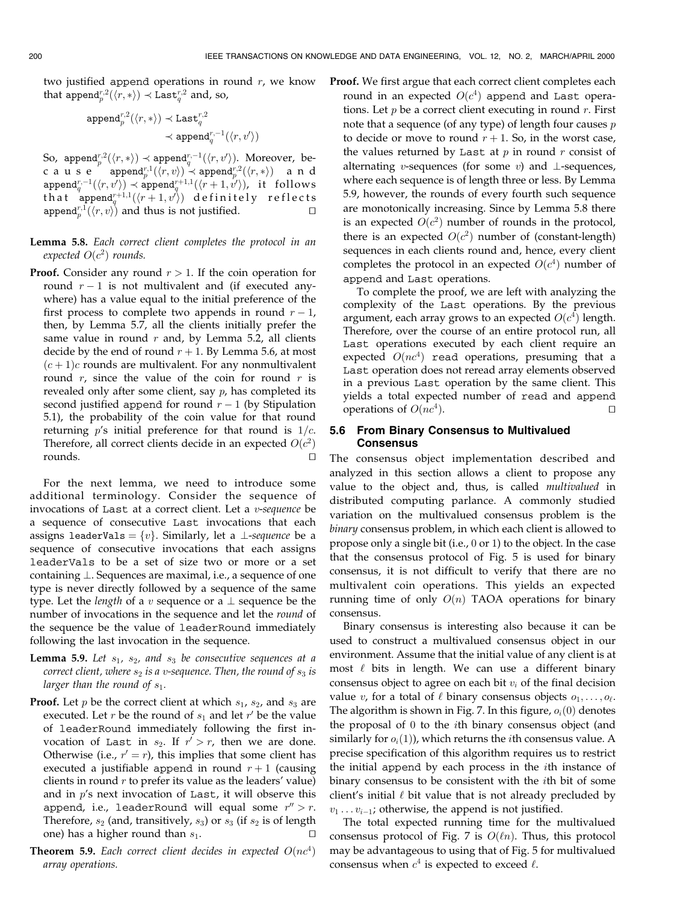two justified append operations in round $r$, we know that $\texttt{append}_p^{r,2}(\langle r, *\rangle) \prec \texttt{Last}_q^{r,2}$ and, so,

$$\begin{aligned}\texttt{append}_p^{r,2}(\langle r, *\rangle) &\prec \texttt{Last}_q^{r,2}\\ &\prec \texttt{append}_q^{r,-1}(\langle r, v'\rangle)\end{aligned}$$

So, $\texttt{append}_p^{r,2}(\langle r, *\rangle) \prec \texttt{append}_q^{r,-1}(\langle r, v'\rangle)$. Moreover, because $\texttt{append}_p^{r,1}(\langle r, v\rangle) \prec \texttt{append}_p^{r,2}(\langle r, *\rangle)$ and $\texttt{append}_q^{r,-1}(\langle r, v'\rangle) \prec \texttt{append}_q^{r+1,1}(\langle r+1, v'\rangle)$, it follows that $\texttt{append}_q^{r+1,1}(\langle r+1, v'\rangle)$ definitely reflects $\texttt{append}_p^{r,1}(\langle r, v\rangle)$ and thus is not justified. □

**Lemma 5.8.** *Each correct client completes the protocol in an expected $O(c^2)$ rounds.*

**Proof.** Consider any round $r > 1$. If the coin operation for round $r - 1$ is not multivalent and (if executed anywhere) has a value equal to the initial preference of the first process to complete two appends in round $r - 1$, then, by Lemma 5.7, all the clients initially prefer the same value in round $r$ and, by Lemma 5.2, all clients decide by the end of round $r + 1$. By Lemma 5.6, at most $(c + 1)c$ rounds are multivalent. For any nonmultivalent round $r$, since the value of the coin for round $r$ is revealed only after some client, say $p$, has completed its second justified append for round $r - 1$ (by Stipulation 5.1), the probability of the coin value for that round returning $p$'s initial preference for that round is $1/c$. Therefore, all correct clients decide in an expected $O(c^2)$ rounds. □

For the next lemma, we need to introduce some additional terminology. Consider the sequence of invocations of Last at a correct client. Let a *$v$-sequence* be a sequence of consecutive Last invocations that each assigns $\texttt{leaderVals} = \{v\}$. Similarly, let a *$\perp$-sequence* be a sequence of consecutive invocations that each assigns leaderVals to be a set of size two or more or a set containing $\perp$. Sequences are maximal, i.e., a sequence of one type is never directly followed by a sequence of the same type. Let the *length* of a $v$ sequence or a $\perp$ sequence be the number of invocations in the sequence and let the *round* of the sequence be the value of leaderRound immediately following the last invocation in the sequence.

**Lemma 5.9.** *Let $s_1$, $s_2$, and $s_3$ be consecutive sequences at a correct client, where $s_2$ is a $v$-sequence. Then, the round of $s_3$ is larger than the round of $s_1$.*

**Proof.** Let $p$ be the correct client at which $s_1$, $s_2$, and $s_3$ are executed. Let $r$ be the round of $s_1$ and let $r'$ be the value of leaderRound immediately following the first invocation of Last in $s_2$. If $r' > r$, then we are done. Otherwise (i.e., $r' = r$), this implies that some client has executed a justifiable append in round $r + 1$ (causing clients in round $r$ to prefer its value as the leaders' value) and in $p$'s next invocation of Last, it will observe this append, i.e., leaderRound will equal some $r'' > r$. Therefore, $s_2$ (and, transitively, $s_3$) or $s_3$ (if $s_2$ is of length one) has a higher round than $s_1$. □

**Theorem 5.9.** *Each correct client decides in expected $O(nc^4)$ array operations.*

**Proof.** We first argue that each correct client completes each round in an expected $O(c^4)$ append and Last operations. Let $p$ be a correct client executing in round $r$. First note that a sequence (of any type) of length four causes $p$ to decide or move to round $r + 1$. So, in the worst case, the values returned by Last at $p$ in round $r$ consist of alternating $v$-sequences (for some $v$) and $\perp$-sequences, where each sequence is of length three or less. By Lemma 5.9, however, the rounds of every fourth such sequence are monotonically increasing. Since by Lemma 5.8 there is an expected $O(c^2)$ number of rounds in the protocol, there is an expected $O(c^2)$ number of (constant-length) sequences in each clients round and, hence, every client completes the protocol in an expected $O(c^4)$ number of append and Last operations.

To complete the proof, we are left with analyzing the complexity of the Last operations. By the previous argument, each array grows to an expected $O(c^4)$ length. Therefore, over the course of an entire protocol run, all Last operations executed by each client require an expected $O(nc^4)$ read operations, presuming that a Last operation does not reread array elements observed in a previous Last operation by the same client. This yields a total expected number of read and append operations of $O(nc^4)$. □

### 5.6 From Binary Consensus to Multivalued Consensus

The consensus object implementation described and analyzed in this section allows a client to propose any value to the object and, thus, is called *multivalued* in distributed computing parlance. A commonly studied variation on the multivalued consensus problem is the *binary* consensus problem, in which each client is allowed to propose only a single bit (i.e., 0 or 1) to the object. In the case that the consensus protocol of Fig. 5 is used for binary consensus, it is not difficult to verify that there are no multivalent coin operations. This yields an expected running time of only $O(n)$ TAOA operations for binary consensus.

Binary consensus is interesting also because it can be used to construct a multivalued consensus object in our environment. Assume that the initial value of any client is at most $\ell$ bits in length. We can use a different binary consensus object to agree on each bit $v_i$ of the final decision value $v$, for a total of $\ell$ binary consensus objects $o_1, \ldots, o_\ell$. The algorithm is shown in Fig. 7. In this figure, $o_i(0)$ denotes the proposal of 0 to the $i$th binary consensus object (and similarly for $o_i(1)$), which returns the $i$th consensus value. A precise specification of this algorithm requires us to restrict the initial append by each process in the $i$th instance of binary consensus to be consistent with the $i$th bit of some client's initial $\ell$ bit value that is not already precluded by $v_1 \ldots v_{i-1}$; otherwise, the append is not justified.

The total expected running time for the multivalued consensus protocol of Fig. 7 is $O(\ell n)$. Thus, this protocol may be advantageous to using that of Fig. 5 for multivalued consensus when $c^4$ is expected to exceed $\ell$.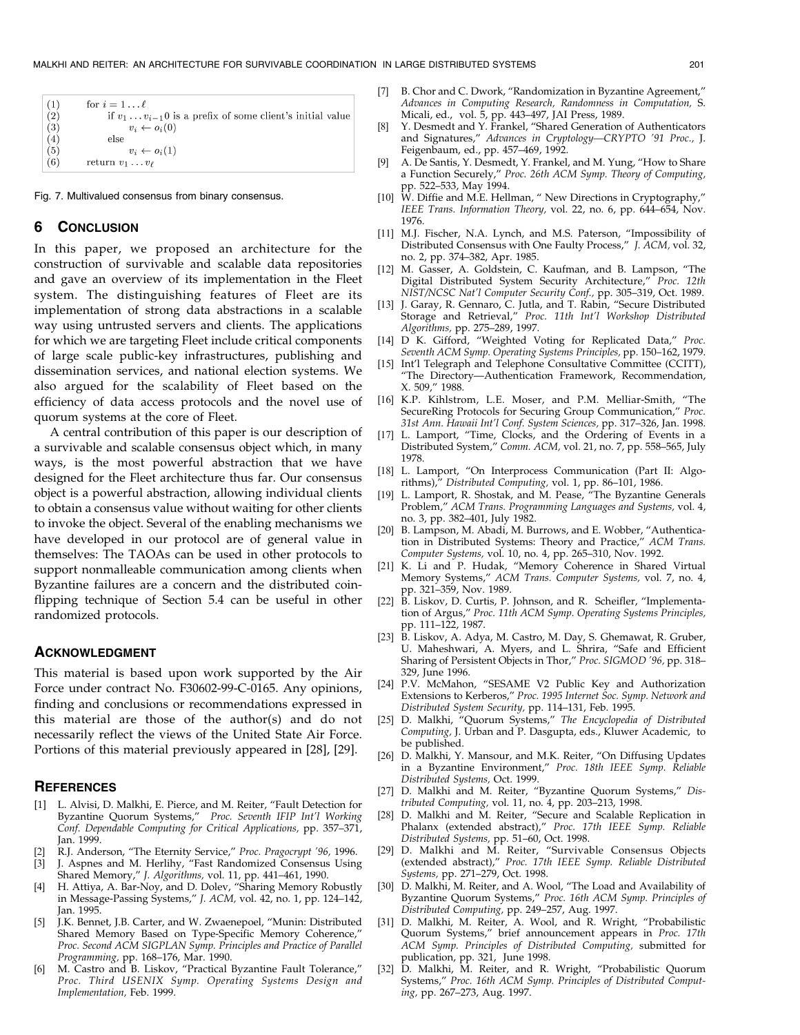```
(1)    for i = 1 ... ℓ
(2)        if v_1 ... v_{i-1}0 is a prefix of some client's initial value
(3)            v_i ← o_i(0)
(4)        else
(5)            v_i ← o_i(1)
(6)    return v_1 ... v_ℓ
```

Fig. 7. Multivalued consensus from binary consensus.

## 6 Conclusion

In this paper, we proposed an architecture for the construction of survivable and scalable data repositories and gave an overview of its implementation in the Fleet system. The distinguishing features of Fleet are its implementation of strong data abstractions in a scalable way using untrusted servers and clients. The applications for which we are targeting Fleet include critical components of large scale public-key infrastructures, publishing and dissemination services, and national election systems. We also argued for the scalability of Fleet based on the efficiency of data access protocols and the novel use of quorum systems at the core of Fleet.

A central contribution of this paper is our description of a survivable and scalable consensus object which, in many ways, is the most powerful abstraction that we have designed for the Fleet architecture thus far. Our consensus object is a powerful abstraction, allowing individual clients to obtain a consensus value without waiting for other clients to invoke the object. Several of the enabling mechanisms we have developed in our protocol are of general value in themselves: The TAOAs can be used in other protocols to support nonmalleable communication among clients when Byzantine failures are a concern and the distributed coin-flipping technique of Section 5.4 can be useful in other randomized protocols.

## Acknowledgment

This material is based upon work supported by the Air Force under contract No. F30602-99-C-0165. Any opinions, finding and conclusions or recommendations expressed in this material are those of the author(s) and do not necessarily reflect the views of the United State Air Force. Portions of this material previously appeared in [28], [29].

## References

[1] L. Alvisi, D. Malkhi, E. Pierce, and M. Reiter, "Fault Detection for Byzantine Quorum Systems," *Proc. Seventh IFIP Int'l Working Conf. Dependable Computing for Critical Applications,* pp. 357–371, Jan. 1999.

[2] R.J. Anderson, "The Eternity Service," *Proc. Pragocrypt '96,* 1996.

[3] J. Aspnes and M. Herlihy, "Fast Randomized Consensus Using Shared Memory," *J. Algorithms,* vol. 11, pp. 441–461, 1990.

[4] H. Attiya, A. Bar-Noy, and D. Dolev, "Sharing Memory Robustly in Message-Passing Systems," *J. ACM,* vol. 42, no. 1, pp. 124–142, Jan. 1995.

[5] J.K. Bennet, J.B. Carter, and W. Zwaenepoel, "Munin: Distributed Shared Memory Based on Type-Specific Memory Coherence," *Proc. Second ACM SIGPLAN Symp. Principles and Practice of Parallel Programming,* pp. 168–176, Mar. 1990.

[6] M. Castro and B. Liskov, "Practical Byzantine Fault Tolerance," *Proc. Third USENIX Symp. Operating Systems Design and Implementation,* Feb. 1999.

[7] B. Chor and C. Dwork, "Randomization in Byzantine Agreement," *Advances in Computing Research, Randomness in Computation,* S. Micali, ed., vol. 5, pp. 443–497, JAI Press, 1989.

[8] Y. Desmedt and Y. Frankel, "Shared Generation of Authenticators and Signatures," *Advances in Cryptology—CRYPTO '91 Proc.,* J. Feigenbaum, ed., pp. 457–469, 1992.

[9] A. De Santis, Y. Desmedt, Y. Frankel, and M. Yung, "How to Share a Function Securely," *Proc. 26th ACM Symp. Theory of Computing,* pp. 522–533, May 1994.

[10] W. Diffie and M.E. Hellman, " New Directions in Cryptography," *IEEE Trans. Information Theory,* vol. 22, no. 6, pp. 644–654, Nov. 1976.

[11] M.J. Fischer, N.A. Lynch, and M.S. Paterson, "Impossibility of Distributed Consensus with One Faulty Process," *J. ACM,* vol. 32, no. 2, pp. 374–382, Apr. 1985.

[12] M. Gasser, A. Goldstein, C. Kaufman, and B. Lampson, "The Digital Distributed System Security Architecture," *Proc. 12th NIST/NCSC Nat'l Computer Security Conf.,* pp. 305–319, Oct. 1989.

[13] J. Garay, R. Gennaro, C. Jutla, and T. Rabin, "Secure Distributed Storage and Retrieval," *Proc. 11th Int'l Workshop Distributed Algorithms,* pp. 275–289, 1997.

[14] D K. Gifford, "Weighted Voting for Replicated Data," *Proc. Seventh ACM Symp. Operating Systems Principles,* pp. 150–162, 1979.

[15] Int'l Telegraph and Telephone Consultative Committee (CCITT), "The Directory—Authentication Framework, Recommendation, X. 509," 1988.

[16] K.P. Kihlstrom, L.E. Moser, and P.M. Melliar-Smith, "The SecureRing Protocols for Securing Group Communication," *Proc. 31st Ann. Hawaii Int'l Conf. System Sciences,* pp. 317–326, Jan. 1998.

[17] L. Lamport, "Time, Clocks, and the Ordering of Events in a Distributed System," *Comm. ACM,* vol. 21, no. 7, pp. 558–565, July 1978.

[18] L. Lamport, "On Interprocess Communication (Part II: Algorithms)," *Distributed Computing,* vol. 1, pp. 86–101, 1986.

[19] L. Lamport, R. Shostak, and M. Pease, "The Byzantine Generals Problem," *ACM Trans. Programming Languages and Systems,* vol. 4, no. 3, pp. 382–401, July 1982.

[20] B. Lampson, M. Abadi, M. Burrows, and E. Wobber, "Authentication in Distributed Systems: Theory and Practice," *ACM Trans. Computer Systems,* vol. 10, no. 4, pp. 265–310, Nov. 1992.

[21] K. Li and P. Hudak, "Memory Coherence in Shared Virtual Memory Systems," *ACM Trans. Computer Systems,* vol. 7, no. 4, pp. 321–359, Nov. 1989.

[22] B. Liskov, D. Curtis, P. Johnson, and R. Scheifler, "Implementation of Argus," *Proc. 11th ACM Symp. Operating Systems Principles,* pp. 111–122, 1987.

[23] B. Liskov, A. Adya, M. Castro, M. Day, S. Ghemawat, R. Gruber, U. Maheshwari, A. Myers, and L. Shrira, "Safe and Efficient Sharing of Persistent Objects in Thor," *Proc. SIGMOD '96,* pp. 318–329, June 1996.

[24] P.V. McMahon, "SESAME V2 Public Key and Authorization Extensions to Kerberos," *Proc. 1995 Internet Soc. Symp. Network and Distributed System Security,* pp. 114–131, Feb. 1995.

[25] D. Malkhi, "Quorum Systems," *The Encyclopedia of Distributed Computing,* J. Urban and P. Dasgupta, eds., Kluwer Academic, to be published.

[26] D. Malkhi, Y. Mansour, and M.K. Reiter, "On Diffusing Updates in a Byzantine Environment," *Proc. 18th IEEE Symp. Reliable Distributed Systems,* Oct. 1999.

[27] D. Malkhi and M. Reiter, "Byzantine Quorum Systems," *Distributed Computing,* vol. 11, no. 4, pp. 203–213, 1998.

[28] D. Malkhi and M. Reiter, "Secure and Scalable Replication in Phalanx (extended abstract)," *Proc. 17th IEEE Symp. Reliable Distributed Systems,* pp. 51–60, Oct. 1998.

[29] D. Malkhi and M. Reiter, "Survivable Consensus Objects (extended abstract)," *Proc. 17th IEEE Symp. Reliable Distributed Systems,* pp. 271–279, Oct. 1998.

[30] D. Malkhi, M. Reiter, and A. Wool, "The Load and Availability of Byzantine Quorum Systems," *Proc. 16th ACM Symp. Principles of Distributed Computing,* pp. 249–257, Aug. 1997.

[31] D. Malkhi, M. Reiter, A. Wool, and R. Wright, "Probabilistic Quorum Systems," brief announcement appears in *Proc. 17th ACM Symp. Principles of Distributed Computing,* submitted for publication, pp. 321, June 1998.

[32] D. Malkhi, M. Reiter, and R. Wright, "Probabilistic Quorum Systems," *Proc. 16th ACM Symp. Principles of Distributed Computing,* pp. 267–273, Aug. 1997.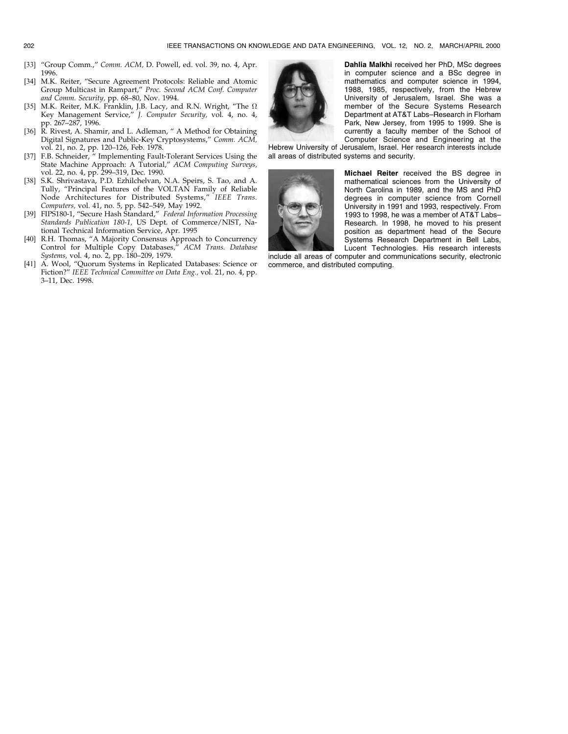[33] "Group Comm.," *Comm. ACM,* D. Powell, ed. vol. 39, no. 4, Apr. 1996.

[34] M.K. Reiter, "Secure Agreement Protocols: Reliable and Atomic Group Multicast in Rampart," *Proc. Second ACM Conf. Computer and Comm. Security,* pp. 68–80, Nov. 1994.

[35] M.K. Reiter, M.K. Franklin, J.B. Lacy, and R.N. Wright, "The $\Omega$ Key Management Service," *J. Computer Security,* vol. 4, no. 4, pp. 267–287, 1996.

[36] R. Rivest, A. Shamir, and L. Adleman, " A Method for Obtaining Digital Signatures and Public-Key Cryptosystems," *Comm. ACM,* vol. 21, no. 2, pp. 120–126, Feb. 1978.

[37] F.B. Schneider, " Implementing Fault-Tolerant Services Using the State Machine Approach: A Tutorial," *ACM Computing Surveys,* vol. 22, no. 4, pp. 299–319, Dec. 1990.

[38] S.K. Shrivastava, P.D. Ezhilchelvan, N.A. Speirs, S. Tao, and A. Tully, "Principal Features of the VOLTAN Family of Reliable Node Architectures for Distributed Systems," *IEEE Trans. Computers,* vol. 41, no. 5, pp. 542–549, May 1992.

[39] FIPS180-1, "Secure Hash Standard," *Federal Information Processing Standards Publication 180-1,* US Dept. of Commerce/NIST, National Technical Information Service, Apr. 1995

[40] R.H. Thomas, "A Majority Consensus Approach to Concurrency Control for Multiple Copy Databases," *ACM Trans. Database Systems,* vol. 4, no. 2, pp. 180–209, 1979.

[41] A. Wool, "Quorum Systems in Replicated Databases: Science or Fiction?" *IEEE Technical Committee on Data Eng.,* vol. 21, no. 4, pp. 3–11, Dec. 1998.

**Dahlia Malkhi** received her PhD, MSc degrees in computer science and a BSc degree in mathematics and computer science in 1994, 1988, 1985, respectively, from the Hebrew University of Jerusalem, Israel. She was a member of the Secure Systems Research Department at AT&T Labs–Research in Florham Park, New Jersey, from 1995 to 1999. She is currently a faculty member of the School of Computer Science and Engineering at the Hebrew University of Jerusalem, Israel. Her research interests include all areas of distributed systems and security.

**Michael Reiter** received the BS degree in mathematical sciences from the University of North Carolina in 1989, and the MS and PhD degrees in computer science from Cornell University in 1991 and 1993, respectively. From 1993 to 1998, he was a member of AT&T Labs–Research. In 1998, he moved to his present position as department head of the Secure Systems Research Department in Bell Labs, Lucent Technologies. His research interests include all areas of computer and communications security, electronic commerce, and distributed computing.